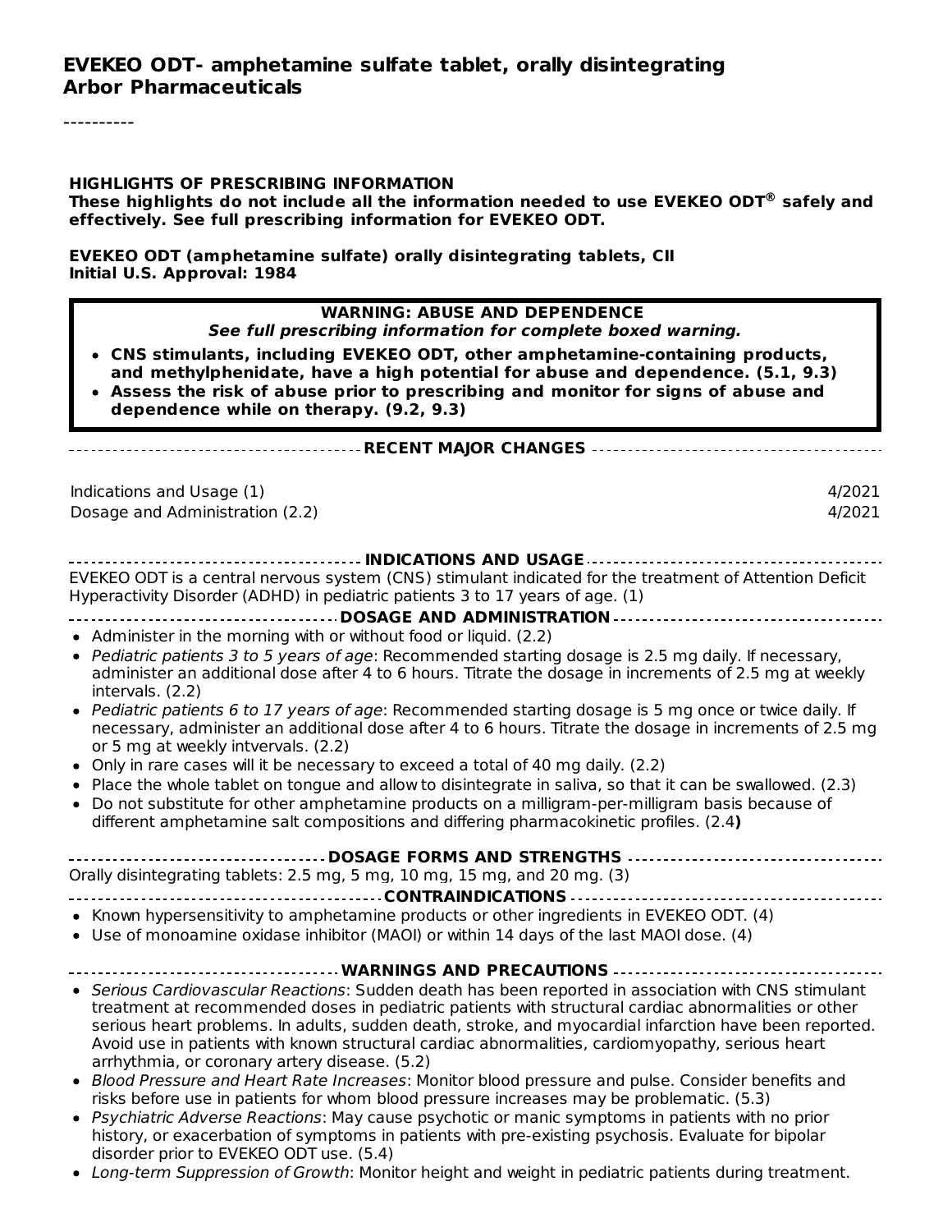**EVEKEO ODT- amphetamine sulfate tablet, orally disintegrating**
**Arbor Pharmaceuticals**

----------

**HIGHLIGHTS OF PRESCRIBING INFORMATION**
**These highlights do not include all the information needed to use EVEKEO ODT® safely and effectively. See full prescribing information for EVEKEO ODT.**

**EVEKEO ODT (amphetamine sulfate) orally disintegrating tablets, CII**
**Initial U.S. Approval: 1984**

**WARNING: ABUSE AND DEPENDENCE**
***See full prescribing information for complete boxed warning.***

- **CNS stimulants, including EVEKEO ODT, other amphetamine-containing products, and methylphenidate, have a high potential for abuse and dependence. (5.1, 9.3)**
- **Assess the risk of abuse prior to prescribing and monitor for signs of abuse and dependence while on therapy. (9.2, 9.3)**

**RECENT MAJOR CHANGES**

| | |
|---|---|
| Indications and Usage (1) | 4/2021 |
| Dosage and Administration (2.2) | 4/2021 |

**INDICATIONS AND USAGE**

EVEKEO ODT is a central nervous system (CNS) stimulant indicated for the treatment of Attention Deficit Hyperactivity Disorder (ADHD) in pediatric patients 3 to 17 years of age. (1)

**DOSAGE AND ADMINISTRATION**

- Administer in the morning with or without food or liquid. (2.2)
- *Pediatric patients 3 to 5 years of age*: Recommended starting dosage is 2.5 mg daily. If necessary, administer an additional dose after 4 to 6 hours. Titrate the dosage in increments of 2.5 mg at weekly intervals. (2.2)
- *Pediatric patients 6 to 17 years of age*: Recommended starting dosage is 5 mg once or twice daily. If necessary, administer an additional dose after 4 to 6 hours. Titrate the dosage in increments of 2.5 mg or 5 mg at weekly intvervals. (2.2)
- Only in rare cases will it be necessary to exceed a total of 40 mg daily. (2.2)
- Place the whole tablet on tongue and allow to disintegrate in saliva, so that it can be swallowed. (2.3)
- Do not substitute for other amphetamine products on a milligram-per-milligram basis because of different amphetamine salt compositions and differing pharmacokinetic profiles. (2.4**)**

**DOSAGE FORMS AND STRENGTHS**

Orally disintegrating tablets: 2.5 mg, 5 mg, 10 mg, 15 mg, and 20 mg. (3)

**CONTRAINDICATIONS**

- Known hypersensitivity to amphetamine products or other ingredients in EVEKEO ODT. (4)
- Use of monoamine oxidase inhibitor (MAOI) or within 14 days of the last MAOI dose. (4)

**WARNINGS AND PRECAUTIONS**

- *Serious Cardiovascular Reactions*: Sudden death has been reported in association with CNS stimulant treatment at recommended doses in pediatric patients with structural cardiac abnormalities or other serious heart problems. In adults, sudden death, stroke, and myocardial infarction have been reported. Avoid use in patients with known structural cardiac abnormalities, cardiomyopathy, serious heart arrhythmia, or coronary artery disease. (5.2)
- *Blood Pressure and Heart Rate Increases*: Monitor blood pressure and pulse. Consider benefits and risks before use in patients for whom blood pressure increases may be problematic. (5.3)
- *Psychiatric Adverse Reactions*: May cause psychotic or manic symptoms in patients with no prior history, or exacerbation of symptoms in patients with pre-existing psychosis. Evaluate for bipolar disorder prior to EVEKEO ODT use. (5.4)
- *Long-term Suppression of Growth*: Monitor height and weight in pediatric patients during treatment.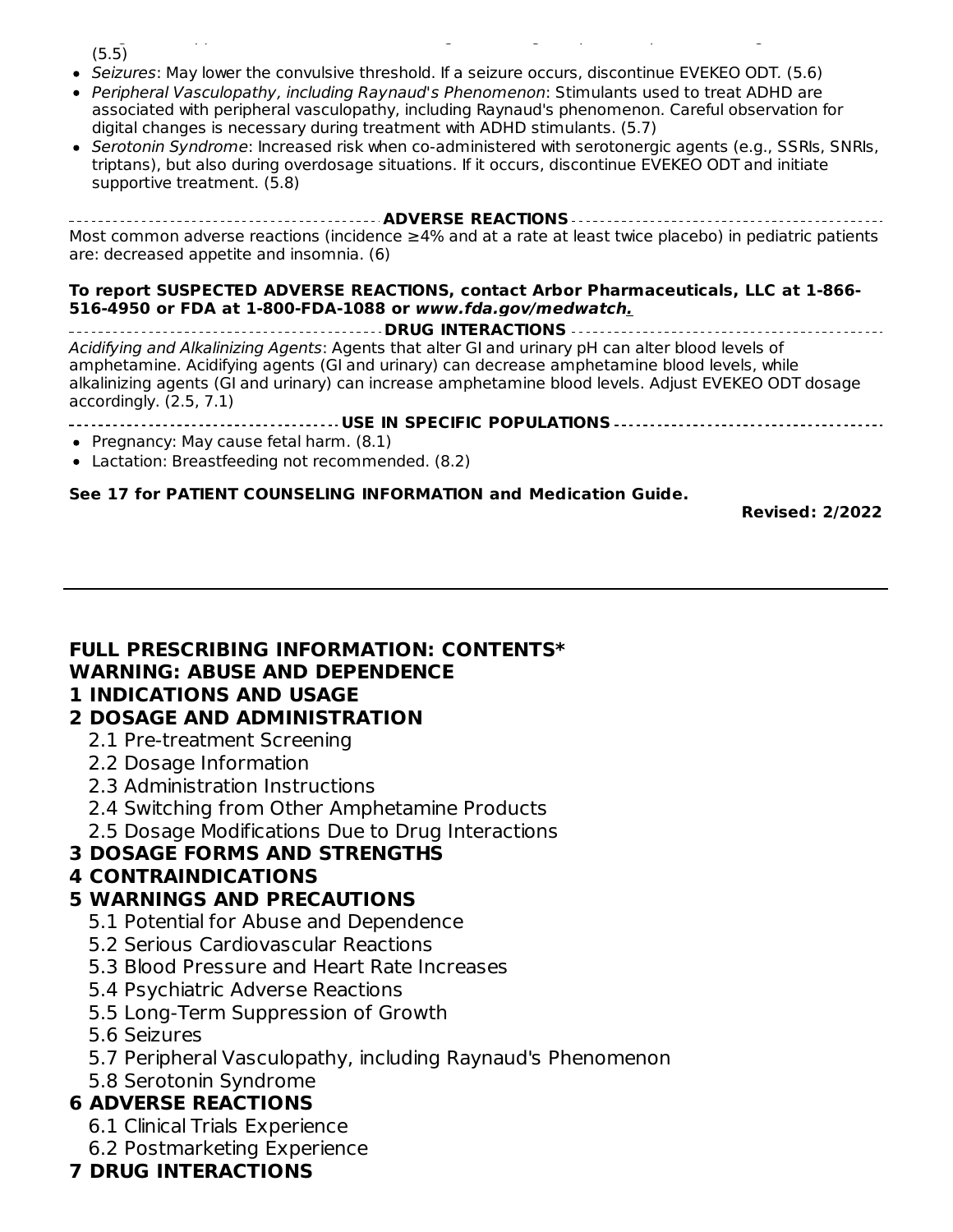(5.5)

- *Seizures*: May lower the convulsive threshold. If a seizure occurs, discontinue EVEKEO ODT. (5.6)
- *Peripheral Vasculopathy, including Raynaud's Phenomenon*: Stimulants used to treat ADHD are associated with peripheral vasculopathy, including Raynaud's phenomenon. Careful observation for digital changes is necessary during treatment with ADHD stimulants. (5.7)
- *Serotonin Syndrome*: Increased risk when co-administered with serotonergic agents (e.g., SSRIs, SNRIs, triptans), but also during overdosage situations. If it occurs, discontinue EVEKEO ODT and initiate supportive treatment. (5.8)

**ADVERSE REACTIONS**

Most common adverse reactions (incidence ≥4% and at a rate at least twice placebo) in pediatric patients are: decreased appetite and insomnia. (6)

**To report SUSPECTED ADVERSE REACTIONS, contact Arbor Pharmaceuticals, LLC at 1-866-516-4950 or FDA at 1-800-FDA-1088 or *www.fda.gov/medwatch*.**

**DRUG INTERACTIONS**

*Acidifying and Alkalinizing Agents*: Agents that alter GI and urinary pH can alter blood levels of amphetamine. Acidifying agents (GI and urinary) can decrease amphetamine blood levels, while alkalinizing agents (GI and urinary) can increase amphetamine blood levels. Adjust EVEKEO ODT dosage accordingly. (2.5, 7.1)

**USE IN SPECIFIC POPULATIONS**

- Pregnancy: May cause fetal harm. (8.1)
- Lactation: Breastfeeding not recommended. (8.2)

**See 17 for PATIENT COUNSELING INFORMATION and Medication Guide.**

**Revised: 2/2022**

---

**FULL PRESCRIBING INFORMATION: CONTENTS***

**WARNING: ABUSE AND DEPENDENCE**

**1 INDICATIONS AND USAGE**

**2 DOSAGE AND ADMINISTRATION**

2.1 Pre-treatment Screening
2.2 Dosage Information
2.3 Administration Instructions
2.4 Switching from Other Amphetamine Products
2.5 Dosage Modifications Due to Drug Interactions

**3 DOSAGE FORMS AND STRENGTHS**

**4 CONTRAINDICATIONS**

**5 WARNINGS AND PRECAUTIONS**

5.1 Potential for Abuse and Dependence
5.2 Serious Cardiovascular Reactions
5.3 Blood Pressure and Heart Rate Increases
5.4 Psychiatric Adverse Reactions
5.5 Long-Term Suppression of Growth
5.6 Seizures
5.7 Peripheral Vasculopathy, including Raynaud's Phenomenon
5.8 Serotonin Syndrome

**6 ADVERSE REACTIONS**

6.1 Clinical Trials Experience
6.2 Postmarketing Experience

**7 DRUG INTERACTIONS**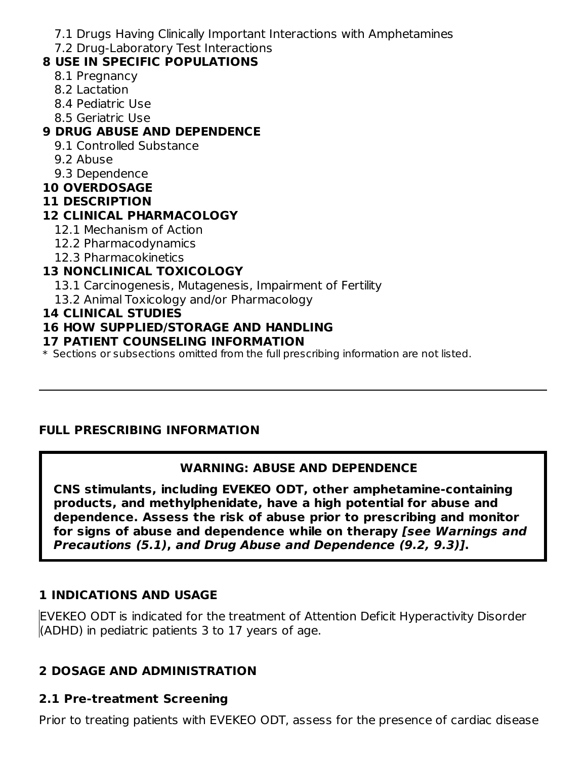7.1 Drugs Having Clinically Important Interactions with Amphetamines
7.2 Drug-Laboratory Test Interactions

**8 USE IN SPECIFIC POPULATIONS**

8.1 Pregnancy
8.2 Lactation
8.4 Pediatric Use
8.5 Geriatric Use

**9 DRUG ABUSE AND DEPENDENCE**

9.1 Controlled Substance
9.2 Abuse
9.3 Dependence

**10 OVERDOSAGE**

**11 DESCRIPTION**

**12 CLINICAL PHARMACOLOGY**

12.1 Mechanism of Action
12.2 Pharmacodynamics
12.3 Pharmacokinetics

**13 NONCLINICAL TOXICOLOGY**

13.1 Carcinogenesis, Mutagenesis, Impairment of Fertility
13.2 Animal Toxicology and/or Pharmacology

**14 CLINICAL STUDIES**

**16 HOW SUPPLIED/STORAGE AND HANDLING**

**17 PATIENT COUNSELING INFORMATION**

* Sections or subsections omitted from the full prescribing information are not listed.

---

## FULL PRESCRIBING INFORMATION

**WARNING: ABUSE AND DEPENDENCE**

**CNS stimulants, including EVEKEO ODT, other amphetamine-containing products, and methylphenidate, have a high potential for abuse and dependence. Assess the risk of abuse prior to prescribing and monitor for signs of abuse and dependence while on therapy *[see Warnings and Precautions (5.1), and Drug Abuse and Dependence (9.2, 9.3)]*.**

## 1 INDICATIONS AND USAGE

EVEKEO ODT is indicated for the treatment of Attention Deficit Hyperactivity Disorder (ADHD) in pediatric patients 3 to 17 years of age.

## 2 DOSAGE AND ADMINISTRATION

### 2.1 Pre-treatment Screening

Prior to treating patients with EVEKEO ODT, assess for the presence of cardiac disease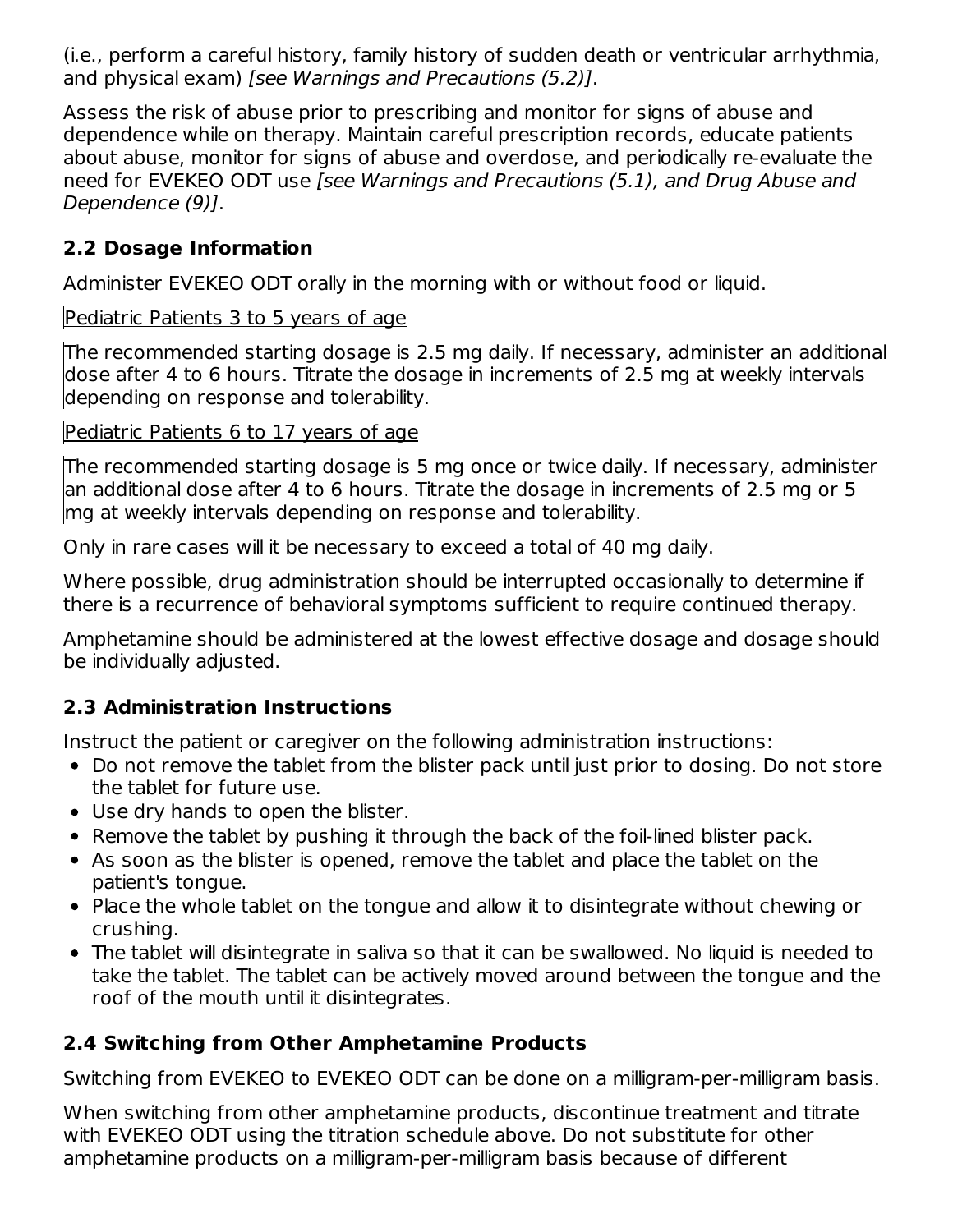(i.e., perform a careful history, family history of sudden death or ventricular arrhythmia, and physical exam) *[see Warnings and Precautions (5.2)]*.

Assess the risk of abuse prior to prescribing and monitor for signs of abuse and dependence while on therapy. Maintain careful prescription records, educate patients about abuse, monitor for signs of abuse and overdose, and periodically re-evaluate the need for EVEKEO ODT use *[see Warnings and Precautions (5.1), and Drug Abuse and Dependence (9)]*.

## 2.2 Dosage Information

Administer EVEKEO ODT orally in the morning with or without food or liquid.

Pediatric Patients 3 to 5 years of age

The recommended starting dosage is 2.5 mg daily. If necessary, administer an additional dose after 4 to 6 hours. Titrate the dosage in increments of 2.5 mg at weekly intervals depending on response and tolerability.

Pediatric Patients 6 to 17 years of age

The recommended starting dosage is 5 mg once or twice daily. If necessary, administer an additional dose after 4 to 6 hours. Titrate the dosage in increments of 2.5 mg or 5 mg at weekly intervals depending on response and tolerability.

Only in rare cases will it be necessary to exceed a total of 40 mg daily.

Where possible, drug administration should be interrupted occasionally to determine if there is a recurrence of behavioral symptoms sufficient to require continued therapy.

Amphetamine should be administered at the lowest effective dosage and dosage should be individually adjusted.

## 2.3 Administration Instructions

Instruct the patient or caregiver on the following administration instructions:

- Do not remove the tablet from the blister pack until just prior to dosing. Do not store the tablet for future use.
- Use dry hands to open the blister.
- Remove the tablet by pushing it through the back of the foil-lined blister pack.
- As soon as the blister is opened, remove the tablet and place the tablet on the patient's tongue.
- Place the whole tablet on the tongue and allow it to disintegrate without chewing or crushing.
- The tablet will disintegrate in saliva so that it can be swallowed. No liquid is needed to take the tablet. The tablet can be actively moved around between the tongue and the roof of the mouth until it disintegrates.

## 2.4 Switching from Other Amphetamine Products

Switching from EVEKEO to EVEKEO ODT can be done on a milligram-per-milligram basis.

When switching from other amphetamine products, discontinue treatment and titrate with EVEKEO ODT using the titration schedule above. Do not substitute for other amphetamine products on a milligram-per-milligram basis because of different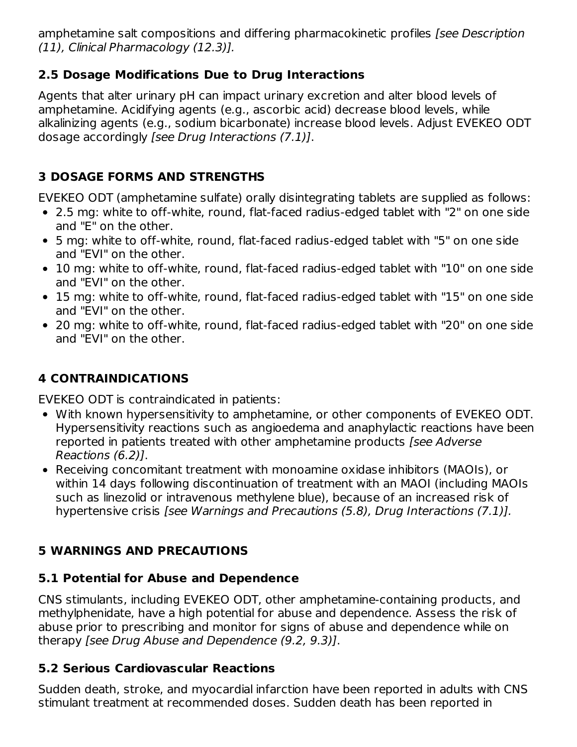amphetamine salt compositions and differing pharmacokinetic profiles *[see Description (11), Clinical Pharmacology (12.3)].*

### 2.5 Dosage Modifications Due to Drug Interactions

Agents that alter urinary pH can impact urinary excretion and alter blood levels of amphetamine. Acidifying agents (e.g., ascorbic acid) decrease blood levels, while alkalinizing agents (e.g., sodium bicarbonate) increase blood levels. Adjust EVEKEO ODT dosage accordingly *[see Drug Interactions (7.1)]*.

## 3 DOSAGE FORMS AND STRENGTHS

EVEKEO ODT (amphetamine sulfate) orally disintegrating tablets are supplied as follows:

- 2.5 mg: white to off-white, round, flat-faced radius-edged tablet with "2" on one side and "E" on the other.
- 5 mg: white to off-white, round, flat-faced radius-edged tablet with "5" on one side and "EVI" on the other.
- 10 mg: white to off-white, round, flat-faced radius-edged tablet with "10" on one side and "EVI" on the other.
- 15 mg: white to off-white, round, flat-faced radius-edged tablet with "15" on one side and "EVI" on the other.
- 20 mg: white to off-white, round, flat-faced radius-edged tablet with "20" on one side and "EVI" on the other.

## 4 CONTRAINDICATIONS

EVEKEO ODT is contraindicated in patients:

- With known hypersensitivity to amphetamine, or other components of EVEKEO ODT. Hypersensitivity reactions such as angioedema and anaphylactic reactions have been reported in patients treated with other amphetamine products *[see Adverse Reactions (6.2)]*.
- Receiving concomitant treatment with monoamine oxidase inhibitors (MAOIs), or within 14 days following discontinuation of treatment with an MAOI (including MAOIs such as linezolid or intravenous methylene blue), because of an increased risk of hypertensive crisis *[see Warnings and Precautions (5.8), Drug Interactions (7.1)].*

## 5 WARNINGS AND PRECAUTIONS

### 5.1 Potential for Abuse and Dependence

CNS stimulants, including EVEKEO ODT, other amphetamine-containing products, and methylphenidate, have a high potential for abuse and dependence. Assess the risk of abuse prior to prescribing and monitor for signs of abuse and dependence while on therapy *[see Drug Abuse and Dependence (9.2, 9.3)]*.

### 5.2 Serious Cardiovascular Reactions

Sudden death, stroke, and myocardial infarction have been reported in adults with CNS stimulant treatment at recommended doses. Sudden death has been reported in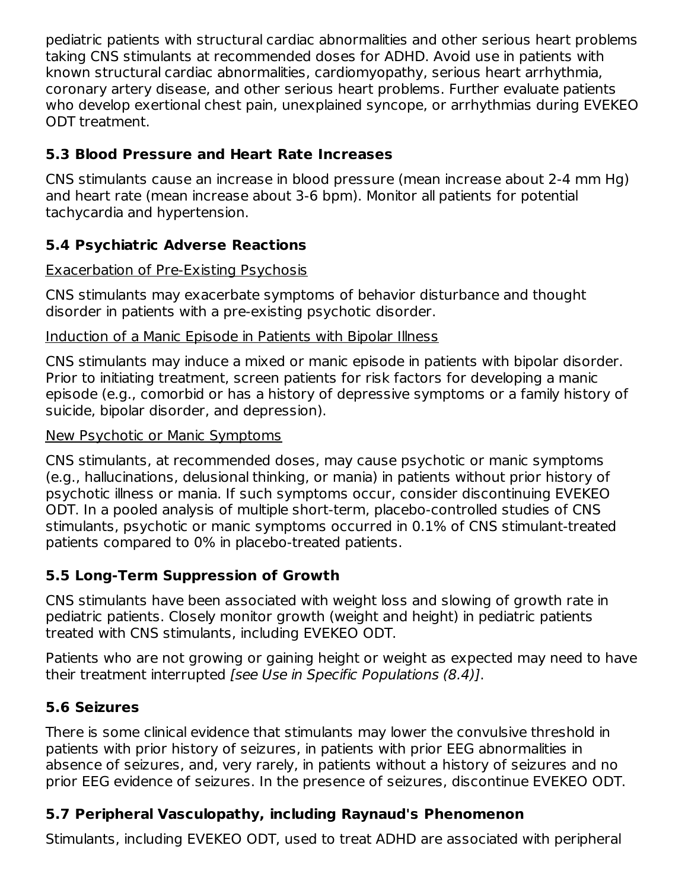pediatric patients with structural cardiac abnormalities and other serious heart problems taking CNS stimulants at recommended doses for ADHD. Avoid use in patients with known structural cardiac abnormalities, cardiomyopathy, serious heart arrhythmia, coronary artery disease, and other serious heart problems. Further evaluate patients who develop exertional chest pain, unexplained syncope, or arrhythmias during EVEKEO ODT treatment.

### 5.3 Blood Pressure and Heart Rate Increases

CNS stimulants cause an increase in blood pressure (mean increase about 2-4 mm Hg) and heart rate (mean increase about 3-6 bpm). Monitor all patients for potential tachycardia and hypertension.

### 5.4 Psychiatric Adverse Reactions

Exacerbation of Pre-Existing Psychosis

CNS stimulants may exacerbate symptoms of behavior disturbance and thought disorder in patients with a pre-existing psychotic disorder.

Induction of a Manic Episode in Patients with Bipolar Illness

CNS stimulants may induce a mixed or manic episode in patients with bipolar disorder. Prior to initiating treatment, screen patients for risk factors for developing a manic episode (e.g., comorbid or has a history of depressive symptoms or a family history of suicide, bipolar disorder, and depression).

New Psychotic or Manic Symptoms

CNS stimulants, at recommended doses, may cause psychotic or manic symptoms (e.g., hallucinations, delusional thinking, or mania) in patients without prior history of psychotic illness or mania. If such symptoms occur, consider discontinuing EVEKEO ODT. In a pooled analysis of multiple short-term, placebo-controlled studies of CNS stimulants, psychotic or manic symptoms occurred in 0.1% of CNS stimulant-treated patients compared to 0% in placebo-treated patients.

### 5.5 Long-Term Suppression of Growth

CNS stimulants have been associated with weight loss and slowing of growth rate in pediatric patients. Closely monitor growth (weight and height) in pediatric patients treated with CNS stimulants, including EVEKEO ODT.

Patients who are not growing or gaining height or weight as expected may need to have their treatment interrupted *[see Use in Specific Populations (8.4)]*.

### 5.6 Seizures

There is some clinical evidence that stimulants may lower the convulsive threshold in patients with prior history of seizures, in patients with prior EEG abnormalities in absence of seizures, and, very rarely, in patients without a history of seizures and no prior EEG evidence of seizures. In the presence of seizures, discontinue EVEKEO ODT.

### 5.7 Peripheral Vasculopathy, including Raynaud's Phenomenon

Stimulants, including EVEKEO ODT, used to treat ADHD are associated with peripheral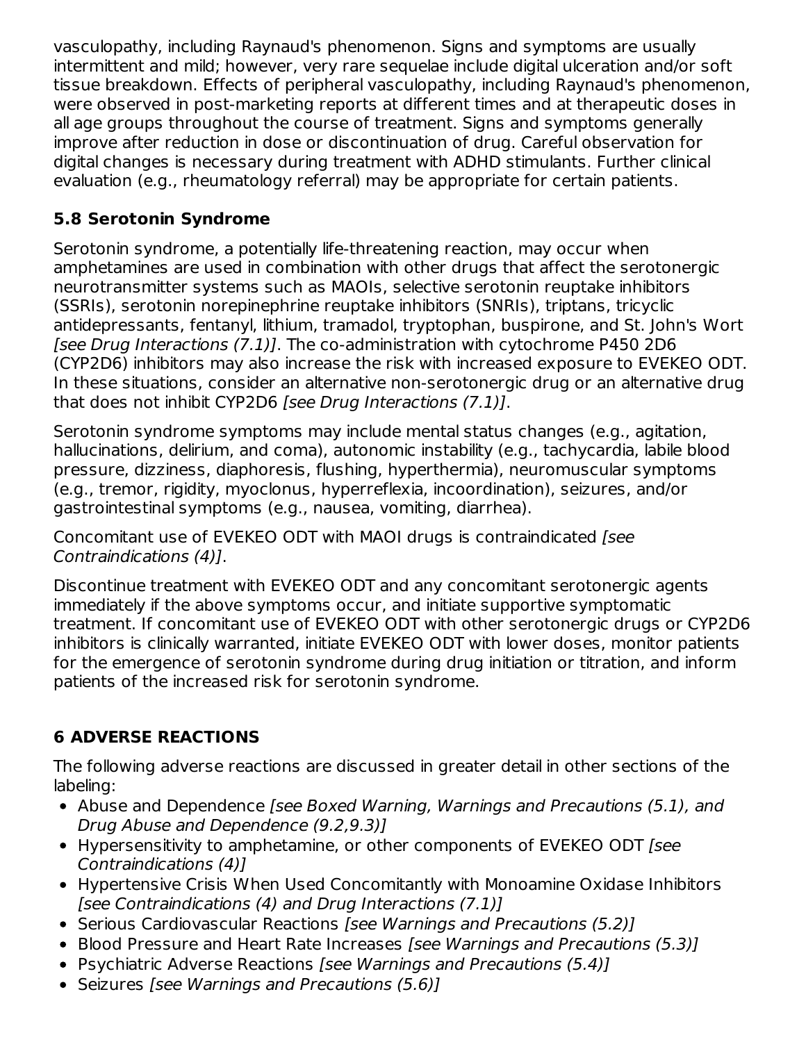vasculopathy, including Raynaud's phenomenon. Signs and symptoms are usually intermittent and mild; however, very rare sequelae include digital ulceration and/or soft tissue breakdown. Effects of peripheral vasculopathy, including Raynaud's phenomenon, were observed in post-marketing reports at different times and at therapeutic doses in all age groups throughout the course of treatment. Signs and symptoms generally improve after reduction in dose or discontinuation of drug. Careful observation for digital changes is necessary during treatment with ADHD stimulants. Further clinical evaluation (e.g., rheumatology referral) may be appropriate for certain patients.

### 5.8 Serotonin Syndrome

Serotonin syndrome, a potentially life-threatening reaction, may occur when amphetamines are used in combination with other drugs that affect the serotonergic neurotransmitter systems such as MAOIs, selective serotonin reuptake inhibitors (SSRIs), serotonin norepinephrine reuptake inhibitors (SNRIs), triptans, tricyclic antidepressants, fentanyl, lithium, tramadol, tryptophan, buspirone, and St. John's Wort *[see Drug Interactions (7.1)]*. The co-administration with cytochrome P450 2D6 (CYP2D6) inhibitors may also increase the risk with increased exposure to EVEKEO ODT. In these situations, consider an alternative non-serotonergic drug or an alternative drug that does not inhibit CYP2D6 *[see Drug Interactions (7.1)]*.

Serotonin syndrome symptoms may include mental status changes (e.g., agitation, hallucinations, delirium, and coma), autonomic instability (e.g., tachycardia, labile blood pressure, dizziness, diaphoresis, flushing, hyperthermia), neuromuscular symptoms (e.g., tremor, rigidity, myoclonus, hyperreflexia, incoordination), seizures, and/or gastrointestinal symptoms (e.g., nausea, vomiting, diarrhea).

Concomitant use of EVEKEO ODT with MAOI drugs is contraindicated *[see Contraindications (4)]*.

Discontinue treatment with EVEKEO ODT and any concomitant serotonergic agents immediately if the above symptoms occur, and initiate supportive symptomatic treatment. If concomitant use of EVEKEO ODT with other serotonergic drugs or CYP2D6 inhibitors is clinically warranted, initiate EVEKEO ODT with lower doses, monitor patients for the emergence of serotonin syndrome during drug initiation or titration, and inform patients of the increased risk for serotonin syndrome.

## 6 ADVERSE REACTIONS

The following adverse reactions are discussed in greater detail in other sections of the labeling:

- Abuse and Dependence *[see Boxed Warning, Warnings and Precautions (5.1), and Drug Abuse and Dependence (9.2,9.3)]*
- Hypersensitivity to amphetamine, or other components of EVEKEO ODT *[see Contraindications (4)]*
- Hypertensive Crisis When Used Concomitantly with Monoamine Oxidase Inhibitors *[see Contraindications (4) and Drug Interactions (7.1)]*
- Serious Cardiovascular Reactions *[see Warnings and Precautions (5.2)]*
- Blood Pressure and Heart Rate Increases *[see Warnings and Precautions (5.3)]*
- Psychiatric Adverse Reactions *[see Warnings and Precautions (5.4)]*
- Seizures *[see Warnings and Precautions (5.6)]*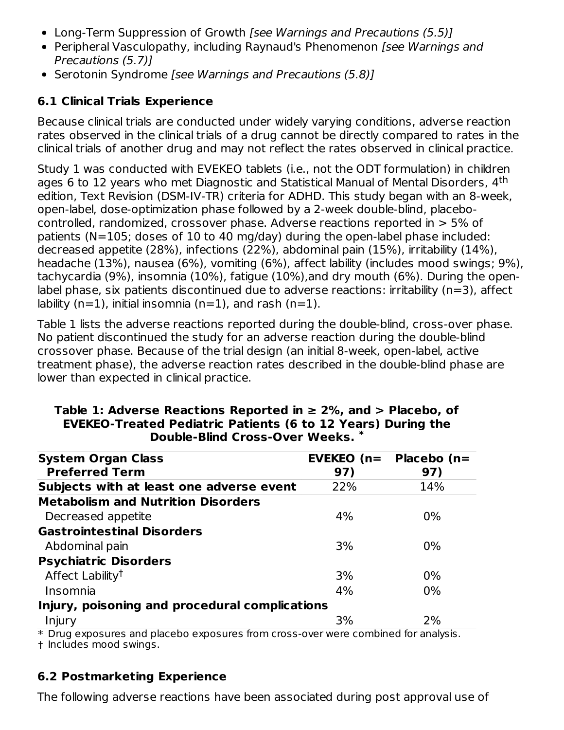- Long-Term Suppression of Growth *[see Warnings and Precautions (5.5)]*
- Peripheral Vasculopathy, including Raynaud's Phenomenon *[see Warnings and Precautions (5.7)]*
- Serotonin Syndrome *[see Warnings and Precautions (5.8)]*

### 6.1 Clinical Trials Experience

Because clinical trials are conducted under widely varying conditions, adverse reaction rates observed in the clinical trials of a drug cannot be directly compared to rates in the clinical trials of another drug and may not reflect the rates observed in clinical practice.

Study 1 was conducted with EVEKEO tablets (i.e., not the ODT formulation) in children ages 6 to 12 years who met Diagnostic and Statistical Manual of Mental Disorders, 4$^{th}$ edition, Text Revision (DSM-IV-TR) criteria for ADHD. This study began with an 8-week, open-label, dose-optimization phase followed by a 2-week double-blind, placebo-controlled, randomized, crossover phase. Adverse reactions reported in > 5% of patients (N=105; doses of 10 to 40 mg/day) during the open-label phase included: decreased appetite (28%), infections (22%), abdominal pain (15%), irritability (14%), headache (13%), nausea (6%), vomiting (6%), affect lability (includes mood swings; 9%), tachycardia (9%), insomnia (10%), fatigue (10%),and dry mouth (6%). During the open-label phase, six patients discontinued due to adverse reactions: irritability (n=3), affect lability (n=1), initial insomnia (n=1), and rash (n=1).

Table 1 lists the adverse reactions reported during the double-blind, cross-over phase. No patient discontinued the study for an adverse reaction during the double-blind crossover phase. Because of the trial design (an initial 8-week, open-label, active treatment phase), the adverse reaction rates described in the double-blind phase are lower than expected in clinical practice.

**Table 1: Adverse Reactions Reported in ≥ 2%, and > Placebo, of EVEKEO-Treated Pediatric Patients (6 to 12 Years) During the Double-Blind Cross-Over Weeks. ***

| System Organ Class<br>Preferred Term | EVEKEO (n= 97) | Placebo (n= 97) |
|---|---|---|
| **Subjects with at least one adverse event** | 22% | 14% |
| **Metabolism and Nutrition Disorders** | | |
| Decreased appetite | 4% | 0% |
| **Gastrointestinal Disorders** | | |
| Abdominal pain | 3% | 0% |
| **Psychiatric Disorders** | | |
| Affect Lability† | 3% | 0% |
| Insomnia | 4% | 0% |
| **Injury, poisoning and procedural complications** | | |
| Injury | 3% | 2% |

* Drug exposures and placebo exposures from cross-over were combined for analysis.
† Includes mood swings.

### 6.2 Postmarketing Experience

The following adverse reactions have been associated during post approval use of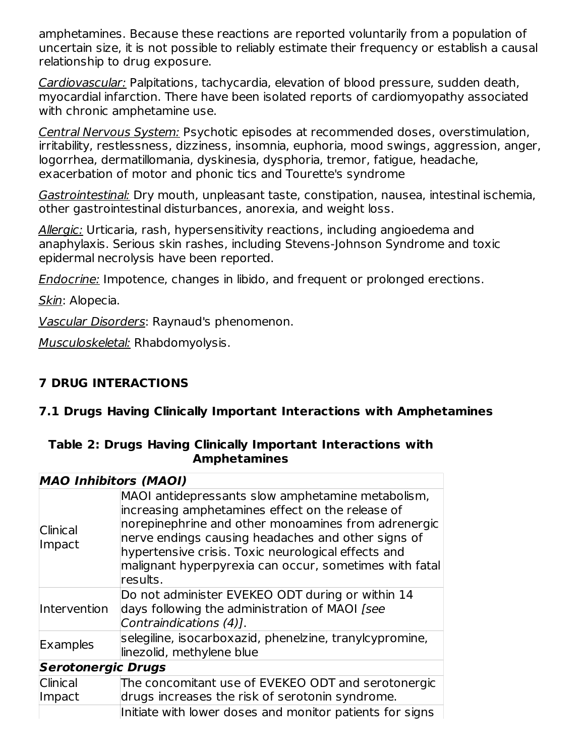amphetamines. Because these reactions are reported voluntarily from a population of uncertain size, it is not possible to reliably estimate their frequency or establish a causal relationship to drug exposure.

_Cardiovascular:_ Palpitations, tachycardia, elevation of blood pressure, sudden death, myocardial infarction. There have been isolated reports of cardiomyopathy associated with chronic amphetamine use.

_Central Nervous System:_ Psychotic episodes at recommended doses, overstimulation, irritability, restlessness, dizziness, insomnia, euphoria, mood swings, aggression, anger, logorrhea, dermatillomania, dyskinesia, dysphoria, tremor, fatigue, headache, exacerbation of motor and phonic tics and Tourette's syndrome

_Gastrointestinal:_ Dry mouth, unpleasant taste, constipation, nausea, intestinal ischemia, other gastrointestinal disturbances, anorexia, and weight loss.

_Allergic:_ Urticaria, rash, hypersensitivity reactions, including angioedema and anaphylaxis. Serious skin rashes, including Stevens-Johnson Syndrome and toxic epidermal necrolysis have been reported.

_Endocrine:_ Impotence, changes in libido, and frequent or prolonged erections.

_Skin_: Alopecia.

_Vascular Disorders_: Raynaud's phenomenon.

_Musculoskeletal:_ Rhabdomyolysis.

## 7 DRUG INTERACTIONS

### 7.1 Drugs Having Clinically Important Interactions with Amphetamines

**Table 2: Drugs Having Clinically Important Interactions with Amphetamines**

| ***MAO Inhibitors (MAOI)*** | |
|---|---|
| Clinical Impact | MAOI antidepressants slow amphetamine metabolism, increasing amphetamines effect on the release of norepinephrine and other monoamines from adrenergic nerve endings causing headaches and other signs of hypertensive crisis. Toxic neurological effects and malignant hyperpyrexia can occur, sometimes with fatal results. |
| Intervention | Do not administer EVEKEO ODT during or within 14 days following the administration of MAOI *[see Contraindications (4)]*. |
| Examples | selegiline, isocarboxazid, phenelzine, tranylcypromine, linezolid, methylene blue |
| ***Serotonergic Drugs*** | |
| Clinical Impact | The concomitant use of EVEKEO ODT and serotonergic drugs increases the risk of serotonin syndrome. |
| | Initiate with lower doses and monitor patients for signs |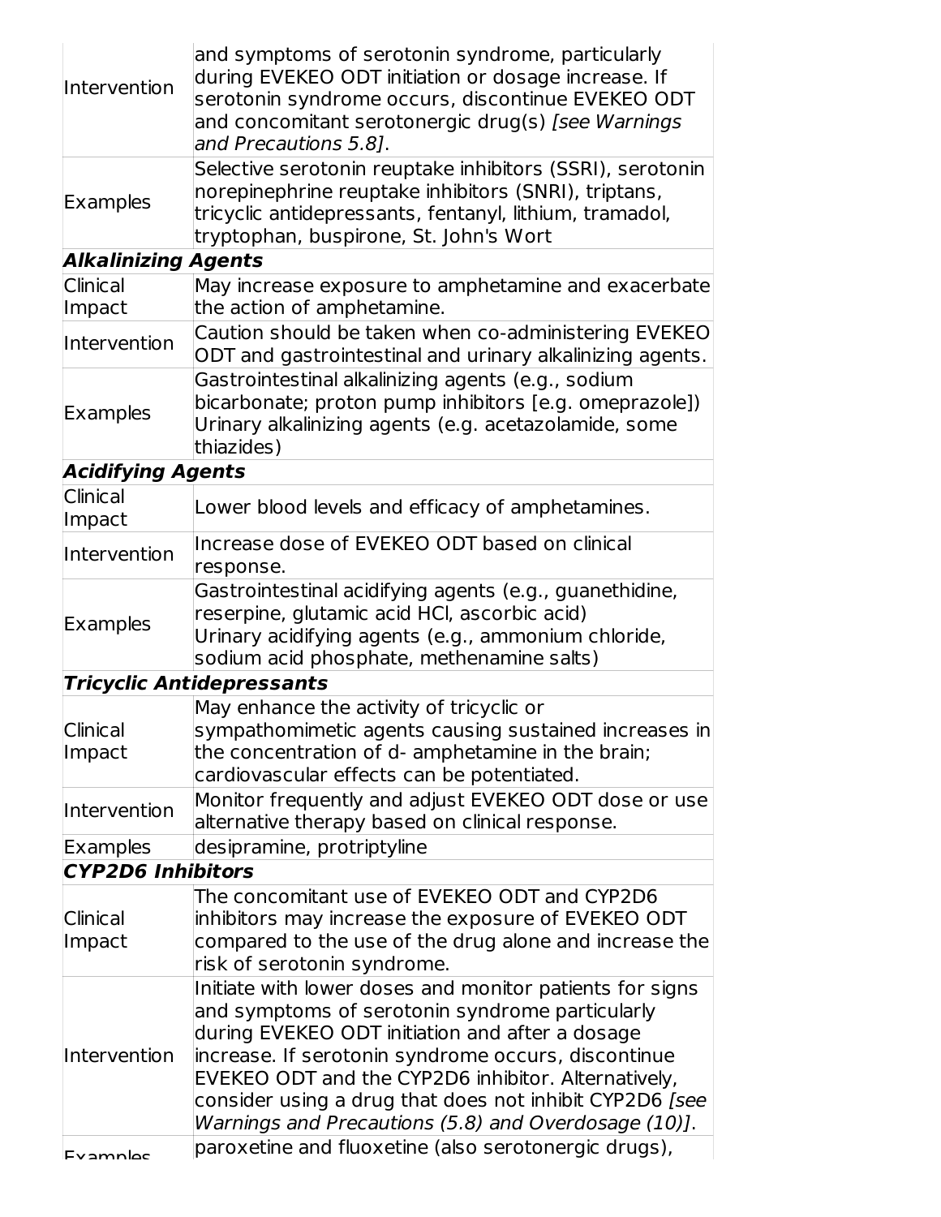| | |
|---|---|
| Intervention | and symptoms of serotonin syndrome, particularly during EVEKEO ODT initiation or dosage increase. If serotonin syndrome occurs, discontinue EVEKEO ODT and concomitant serotonergic drug(s) *[see Warnings and Precautions 5.8]*. |
| Examples | Selective serotonin reuptake inhibitors (SSRI), serotonin norepinephrine reuptake inhibitors (SNRI), triptans, tricyclic antidepressants, fentanyl, lithium, tramadol, tryptophan, buspirone, St. John's Wort |
| ***Alkalinizing Agents*** | |
| Clinical Impact | May increase exposure to amphetamine and exacerbate the action of amphetamine. |
| Intervention | Caution should be taken when co-administering EVEKEO ODT and gastrointestinal and urinary alkalinizing agents. |
| Examples | Gastrointestinal alkalinizing agents (e.g., sodium bicarbonate; proton pump inhibitors [e.g. omeprazole]) Urinary alkalinizing agents (e.g. acetazolamide, some thiazides) |
| ***Acidifying Agents*** | |
| Clinical Impact | Lower blood levels and efficacy of amphetamines. |
| Intervention | Increase dose of EVEKEO ODT based on clinical response. |
| Examples | Gastrointestinal acidifying agents (e.g., guanethidine, reserpine, glutamic acid HCl, ascorbic acid) Urinary acidifying agents (e.g., ammonium chloride, sodium acid phosphate, methenamine salts) |
| ***Tricyclic Antidepressants*** | |
| Clinical Impact | May enhance the activity of tricyclic or sympathomimetic agents causing sustained increases in the concentration of d- amphetamine in the brain; cardiovascular effects can be potentiated. |
| Intervention | Monitor frequently and adjust EVEKEO ODT dose or use alternative therapy based on clinical response. |
| Examples | desipramine, protriptyline |
| ***CYP2D6 Inhibitors*** | |
| Clinical Impact | The concomitant use of EVEKEO ODT and CYP2D6 inhibitors may increase the exposure of EVEKEO ODT compared to the use of the drug alone and increase the risk of serotonin syndrome. |
| Intervention | Initiate with lower doses and monitor patients for signs and symptoms of serotonin syndrome particularly during EVEKEO ODT initiation and after a dosage increase. If serotonin syndrome occurs, discontinue EVEKEO ODT and the CYP2D6 inhibitor. Alternatively, consider using a drug that does not inhibit CYP2D6 *[see Warnings and Precautions (5.8) and Overdosage (10)]*. |
| Examples | paroxetine and fluoxetine (also serotonergic drugs), |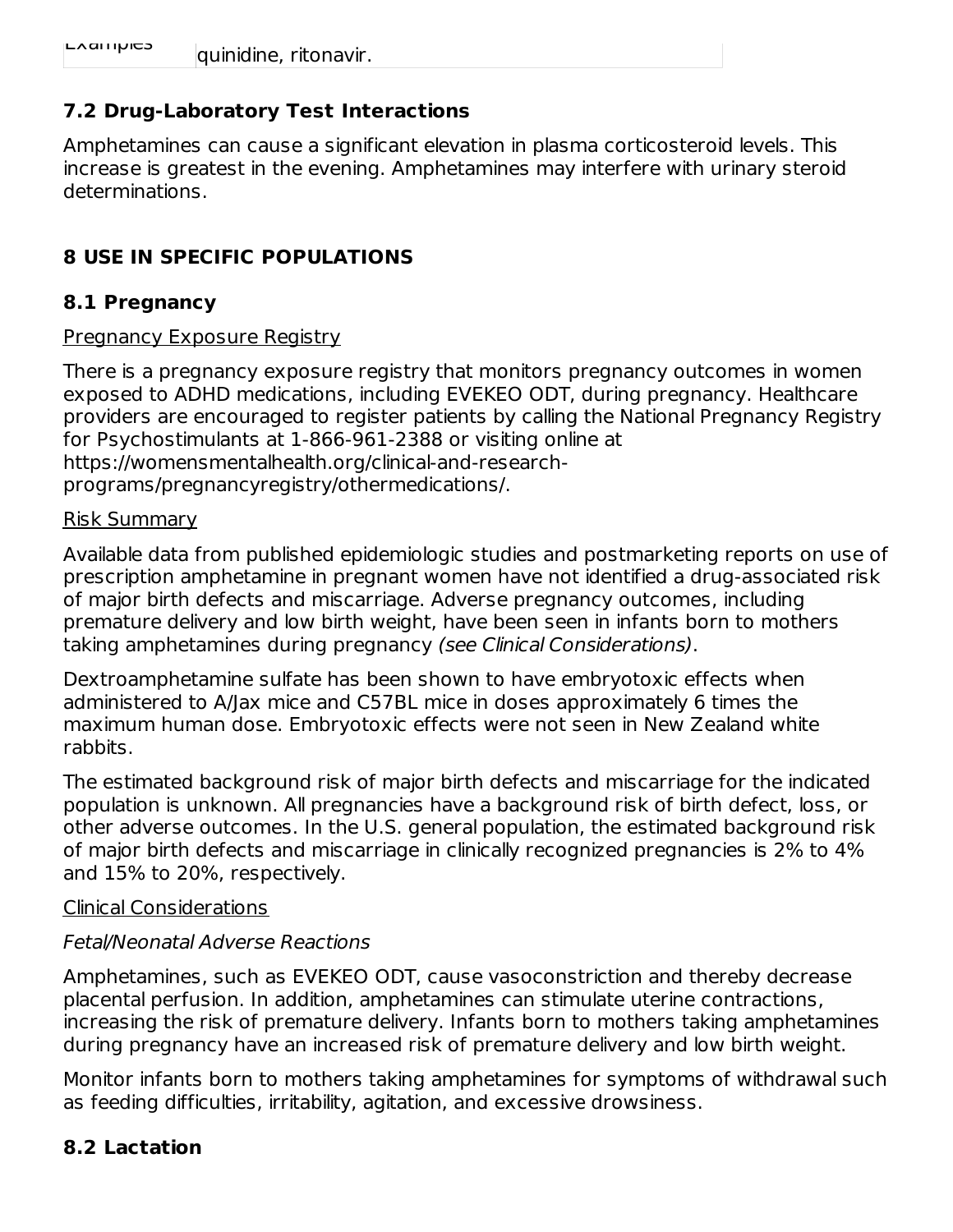| Examples | quinidine, ritonavir. |
|---|---|

### 7.2 Drug-Laboratory Test Interactions

Amphetamines can cause a significant elevation in plasma corticosteroid levels. This increase is greatest in the evening. Amphetamines may interfere with urinary steroid determinations.

## 8 USE IN SPECIFIC POPULATIONS

### 8.1 Pregnancy

Pregnancy Exposure Registry

There is a pregnancy exposure registry that monitors pregnancy outcomes in women exposed to ADHD medications, including EVEKEO ODT, during pregnancy. Healthcare providers are encouraged to register patients by calling the National Pregnancy Registry for Psychostimulants at 1-866-961-2388 or visiting online at https://womensmentalhealth.org/clinical-and-research-programs/pregnancyregistry/othermedications/.

Risk Summary

Available data from published epidemiologic studies and postmarketing reports on use of prescription amphetamine in pregnant women have not identified a drug-associated risk of major birth defects and miscarriage. Adverse pregnancy outcomes, including premature delivery and low birth weight, have been seen in infants born to mothers taking amphetamines during pregnancy *(see Clinical Considerations)*.

Dextroamphetamine sulfate has been shown to have embryotoxic effects when administered to A/Jax mice and C57BL mice in doses approximately 6 times the maximum human dose. Embryotoxic effects were not seen in New Zealand white rabbits.

The estimated background risk of major birth defects and miscarriage for the indicated population is unknown. All pregnancies have a background risk of birth defect, loss, or other adverse outcomes. In the U.S. general population, the estimated background risk of major birth defects and miscarriage in clinically recognized pregnancies is 2% to 4% and 15% to 20%, respectively.

Clinical Considerations

*Fetal/Neonatal Adverse Reactions*

Amphetamines, such as EVEKEO ODT, cause vasoconstriction and thereby decrease placental perfusion. In addition, amphetamines can stimulate uterine contractions, increasing the risk of premature delivery. Infants born to mothers taking amphetamines during pregnancy have an increased risk of premature delivery and low birth weight.

Monitor infants born to mothers taking amphetamines for symptoms of withdrawal such as feeding difficulties, irritability, agitation, and excessive drowsiness.

### 8.2 Lactation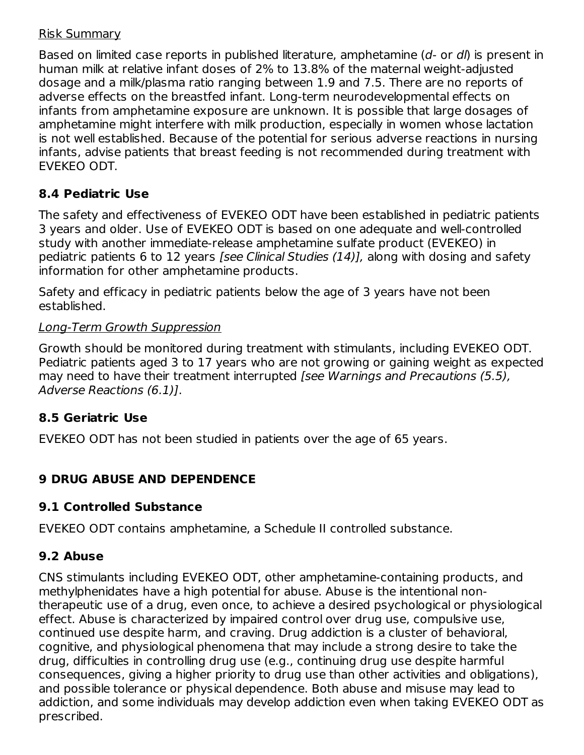Risk Summary

Based on limited case reports in published literature, amphetamine (*d*- or *dl*) is present in human milk at relative infant doses of 2% to 13.8% of the maternal weight-adjusted dosage and a milk/plasma ratio ranging between 1.9 and 7.5. There are no reports of adverse effects on the breastfed infant. Long-term neurodevelopmental effects on infants from amphetamine exposure are unknown. It is possible that large dosages of amphetamine might interfere with milk production, especially in women whose lactation is not well established. Because of the potential for serious adverse reactions in nursing infants, advise patients that breast feeding is not recommended during treatment with EVEKEO ODT.

### 8.4 Pediatric Use

The safety and effectiveness of EVEKEO ODT have been established in pediatric patients 3 years and older. Use of EVEKEO ODT is based on one adequate and well-controlled study with another immediate-release amphetamine sulfate product (EVEKEO) in pediatric patients 6 to 12 years *[see Clinical Studies (14)]*, along with dosing and safety information for other amphetamine products.

Safety and efficacy in pediatric patients below the age of 3 years have not been established.

*Long-Term Growth Suppression*

Growth should be monitored during treatment with stimulants, including EVEKEO ODT. Pediatric patients aged 3 to 17 years who are not growing or gaining weight as expected may need to have their treatment interrupted *[see Warnings and Precautions (5.5), Adverse Reactions (6.1)]*.

### 8.5 Geriatric Use

EVEKEO ODT has not been studied in patients over the age of 65 years.

## 9 DRUG ABUSE AND DEPENDENCE

### 9.1 Controlled Substance

EVEKEO ODT contains amphetamine, a Schedule II controlled substance.

### 9.2 Abuse

CNS stimulants including EVEKEO ODT, other amphetamine-containing products, and methylphenidates have a high potential for abuse. Abuse is the intentional non-therapeutic use of a drug, even once, to achieve a desired psychological or physiological effect. Abuse is characterized by impaired control over drug use, compulsive use, continued use despite harm, and craving. Drug addiction is a cluster of behavioral, cognitive, and physiological phenomena that may include a strong desire to take the drug, difficulties in controlling drug use (e.g., continuing drug use despite harmful consequences, giving a higher priority to drug use than other activities and obligations), and possible tolerance or physical dependence. Both abuse and misuse may lead to addiction, and some individuals may develop addiction even when taking EVEKEO ODT as prescribed.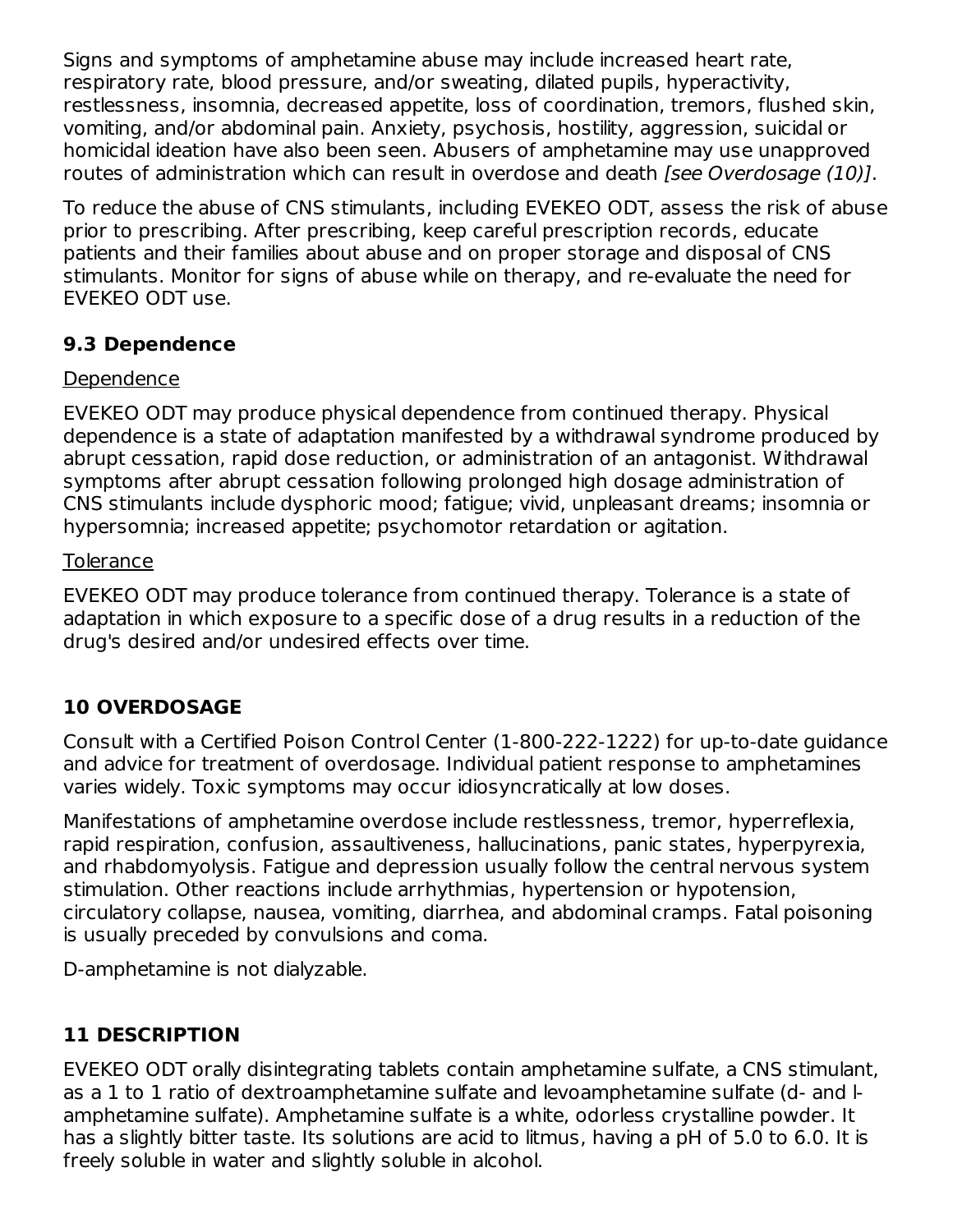Signs and symptoms of amphetamine abuse may include increased heart rate, respiratory rate, blood pressure, and/or sweating, dilated pupils, hyperactivity, restlessness, insomnia, decreased appetite, loss of coordination, tremors, flushed skin, vomiting, and/or abdominal pain. Anxiety, psychosis, hostility, aggression, suicidal or homicidal ideation have also been seen. Abusers of amphetamine may use unapproved routes of administration which can result in overdose and death *[see Overdosage (10)]*.

To reduce the abuse of CNS stimulants, including EVEKEO ODT, assess the risk of abuse prior to prescribing. After prescribing, keep careful prescription records, educate patients and their families about abuse and on proper storage and disposal of CNS stimulants. Monitor for signs of abuse while on therapy, and re-evaluate the need for EVEKEO ODT use.

### 9.3 Dependence

<u>Dependence</u>

EVEKEO ODT may produce physical dependence from continued therapy. Physical dependence is a state of adaptation manifested by a withdrawal syndrome produced by abrupt cessation, rapid dose reduction, or administration of an antagonist. Withdrawal symptoms after abrupt cessation following prolonged high dosage administration of CNS stimulants include dysphoric mood; fatigue; vivid, unpleasant dreams; insomnia or hypersomnia; increased appetite; psychomotor retardation or agitation.

<u>Tolerance</u>

EVEKEO ODT may produce tolerance from continued therapy. Tolerance is a state of adaptation in which exposure to a specific dose of a drug results in a reduction of the drug's desired and/or undesired effects over time.

## 10 OVERDOSAGE

Consult with a Certified Poison Control Center (1-800-222-1222) for up-to-date guidance and advice for treatment of overdosage. Individual patient response to amphetamines varies widely. Toxic symptoms may occur idiosyncratically at low doses.

Manifestations of amphetamine overdose include restlessness, tremor, hyperreflexia, rapid respiration, confusion, assaultiveness, hallucinations, panic states, hyperpyrexia, and rhabdomyolysis. Fatigue and depression usually follow the central nervous system stimulation. Other reactions include arrhythmias, hypertension or hypotension, circulatory collapse, nausea, vomiting, diarrhea, and abdominal cramps. Fatal poisoning is usually preceded by convulsions and coma.

D-amphetamine is not dialyzable.

## 11 DESCRIPTION

EVEKEO ODT orally disintegrating tablets contain amphetamine sulfate, a CNS stimulant, as a 1 to 1 ratio of dextroamphetamine sulfate and levoamphetamine sulfate (d- and l-amphetamine sulfate). Amphetamine sulfate is a white, odorless crystalline powder. It has a slightly bitter taste. Its solutions are acid to litmus, having a pH of 5.0 to 6.0. It is freely soluble in water and slightly soluble in alcohol.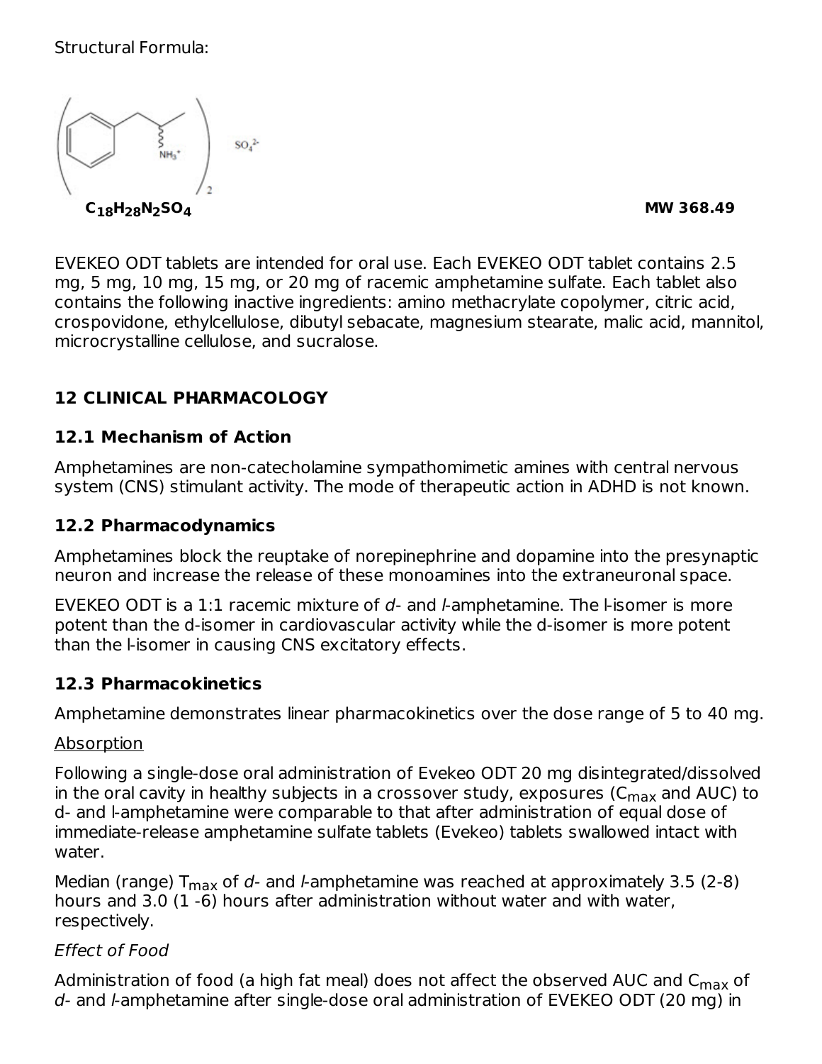Structural Formula:

$C_{18}H_{28}N_2SO_4$ MW 368.49

EVEKEO ODT tablets are intended for oral use. Each EVEKEO ODT tablet contains 2.5 mg, 5 mg, 10 mg, 15 mg, or 20 mg of racemic amphetamine sulfate. Each tablet also contains the following inactive ingredients: amino methacrylate copolymer, citric acid, crospovidone, ethylcellulose, dibutyl sebacate, magnesium stearate, malic acid, mannitol, microcrystalline cellulose, and sucralose.

## 12 CLINICAL PHARMACOLOGY

### 12.1 Mechanism of Action

Amphetamines are non-catecholamine sympathomimetic amines with central nervous system (CNS) stimulant activity. The mode of therapeutic action in ADHD is not known.

### 12.2 Pharmacodynamics

Amphetamines block the reuptake of norepinephrine and dopamine into the presynaptic neuron and increase the release of these monoamines into the extraneuronal space.

EVEKEO ODT is a 1:1 racemic mixture of *d*- and *l*-amphetamine. The l-isomer is more potent than the d-isomer in cardiovascular activity while the d-isomer is more potent than the l-isomer in causing CNS excitatory effects.

### 12.3 Pharmacokinetics

Amphetamine demonstrates linear pharmacokinetics over the dose range of 5 to 40 mg.

<u>Absorption</u>

Following a single-dose oral administration of Evekeo ODT 20 mg disintegrated/dissolved in the oral cavity in healthy subjects in a crossover study, exposures ($C_{max}$ and AUC) to d- and l-amphetamine were comparable to that after administration of equal dose of immediate-release amphetamine sulfate tablets (Evekeo) tablets swallowed intact with water.

Median (range) $T_{max}$ of *d*- and *l*-amphetamine was reached at approximately 3.5 (2-8) hours and 3.0 (1 -6) hours after administration without water and with water, respectively.

*Effect of Food*

Administration of food (a high fat meal) does not affect the observed AUC and $C_{max}$ of *d*- and *l*-amphetamine after single-dose oral administration of EVEKEO ODT (20 mg) in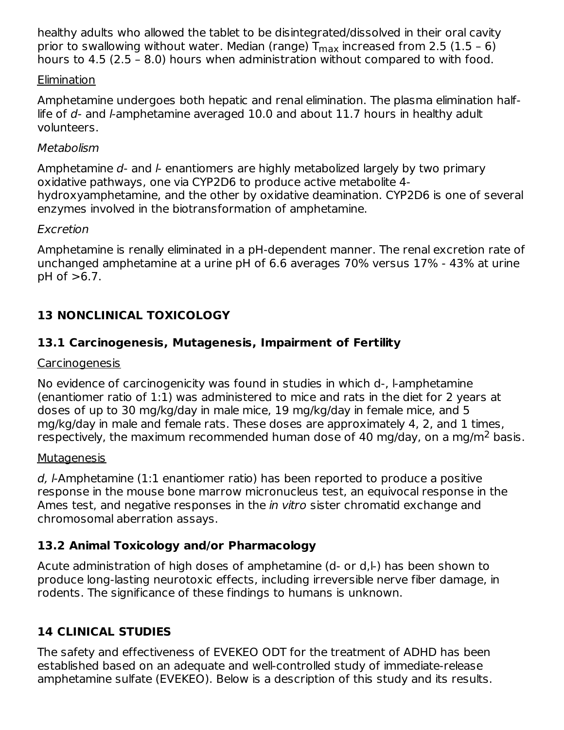healthy adults who allowed the tablet to be disintegrated/dissolved in their oral cavity prior to swallowing without water. Median (range) $T_{max}$ increased from 2.5 (1.5 – 6) hours to 4.5 (2.5 – 8.0) hours when administration without compared to with food.

Elimination

Amphetamine undergoes both hepatic and renal elimination. The plasma elimination half-life of *d*- and *l*-amphetamine averaged 10.0 and about 11.7 hours in healthy adult volunteers.

*Metabolism*

Amphetamine *d*- and *l*- enantiomers are highly metabolized largely by two primary oxidative pathways, one via CYP2D6 to produce active metabolite 4-hydroxyamphetamine, and the other by oxidative deamination. CYP2D6 is one of several enzymes involved in the biotransformation of amphetamine.

*Excretion*

Amphetamine is renally eliminated in a pH-dependent manner. The renal excretion rate of unchanged amphetamine at a urine pH of 6.6 averages 70% versus 17% - 43% at urine pH of >6.7.

## 13 NONCLINICAL TOXICOLOGY

### 13.1 Carcinogenesis, Mutagenesis, Impairment of Fertility

Carcinogenesis

No evidence of carcinogenicity was found in studies in which d-, l-amphetamine (enantiomer ratio of 1:1) was administered to mice and rats in the diet for 2 years at doses of up to 30 mg/kg/day in male mice, 19 mg/kg/day in female mice, and 5 mg/kg/day in male and female rats. These doses are approximately 4, 2, and 1 times, respectively, the maximum recommended human dose of 40 mg/day, on a mg/$m^2$ basis.

Mutagenesis

*d, l*-Amphetamine (1:1 enantiomer ratio) has been reported to produce a positive response in the mouse bone marrow micronucleus test, an equivocal response in the Ames test, and negative responses in the *in vitro* sister chromatid exchange and chromosomal aberration assays.

### 13.2 Animal Toxicology and/or Pharmacology

Acute administration of high doses of amphetamine (d- or d,l-) has been shown to produce long-lasting neurotoxic effects, including irreversible nerve fiber damage, in rodents. The significance of these findings to humans is unknown.

## 14 CLINICAL STUDIES

The safety and effectiveness of EVEKEO ODT for the treatment of ADHD has been established based on an adequate and well-controlled study of immediate-release amphetamine sulfate (EVEKEO). Below is a description of this study and its results.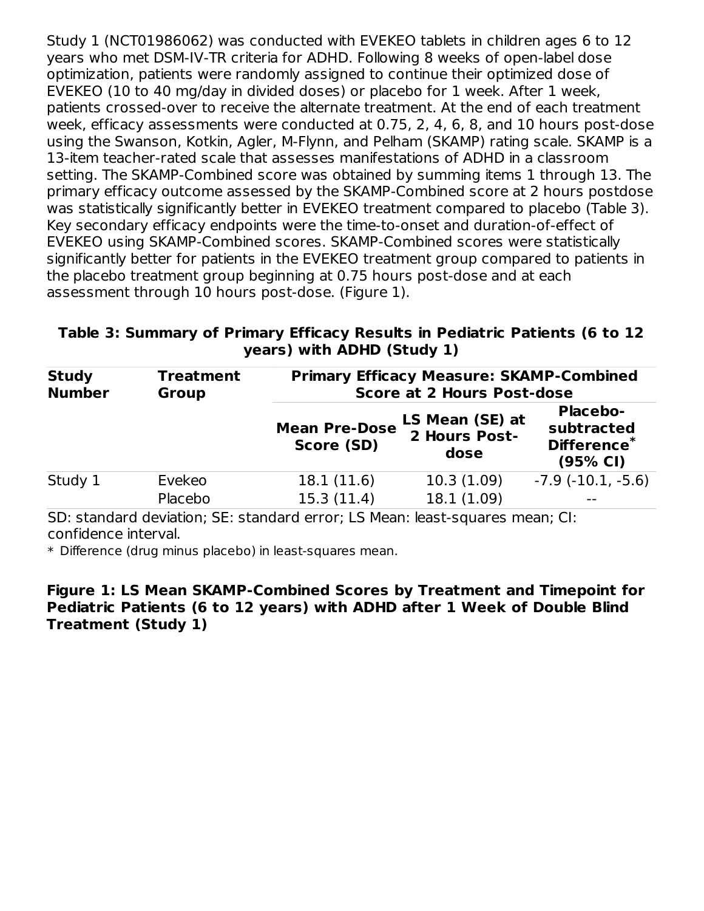Study 1 (NCT01986062) was conducted with EVEKEO tablets in children ages 6 to 12 years who met DSM-IV-TR criteria for ADHD. Following 8 weeks of open-label dose optimization, patients were randomly assigned to continue their optimized dose of EVEKEO (10 to 40 mg/day in divided doses) or placebo for 1 week. After 1 week, patients crossed-over to receive the alternate treatment. At the end of each treatment week, efficacy assessments were conducted at 0.75, 2, 4, 6, 8, and 10 hours post-dose using the Swanson, Kotkin, Agler, M-Flynn, and Pelham (SKAMP) rating scale. SKAMP is a 13-item teacher-rated scale that assesses manifestations of ADHD in a classroom setting. The SKAMP-Combined score was obtained by summing items 1 through 13. The primary efficacy outcome assessed by the SKAMP-Combined score at 2 hours postdose was statistically significantly better in EVEKEO treatment compared to placebo (Table 3). Key secondary efficacy endpoints were the time-to-onset and duration-of-effect of EVEKEO using SKAMP-Combined scores. SKAMP-Combined scores were statistically significantly better for patients in the EVEKEO treatment group compared to patients in the placebo treatment group beginning at 0.75 hours post-dose and at each assessment through 10 hours post-dose. (Figure 1).

**Table 3: Summary of Primary Efficacy Results in Pediatric Patients (6 to 12 years) with ADHD (Study 1)**

| Study Number | Treatment Group | Primary Efficacy Measure: SKAMP-Combined Score at 2 Hours Post-dose | | |
|---|---|---|---|---|
| | | Mean Pre-Dose Score (SD) | LS Mean (SE) at 2 Hours Post-dose | Placebo-subtracted Difference* (95% CI) |
| Study 1 | Evekeo | 18.1 (11.6) | 10.3 (1.09) | -7.9 (-10.1, -5.6) |
| | Placebo | 15.3 (11.4) | 18.1 (1.09) | -- |

SD: standard deviation; SE: standard error; LS Mean: least-squares mean; CI: confidence interval.

* Difference (drug minus placebo) in least-squares mean.

**Figure 1: LS Mean SKAMP-Combined Scores by Treatment and Timepoint for Pediatric Patients (6 to 12 years) with ADHD after 1 Week of Double Blind Treatment (Study 1)**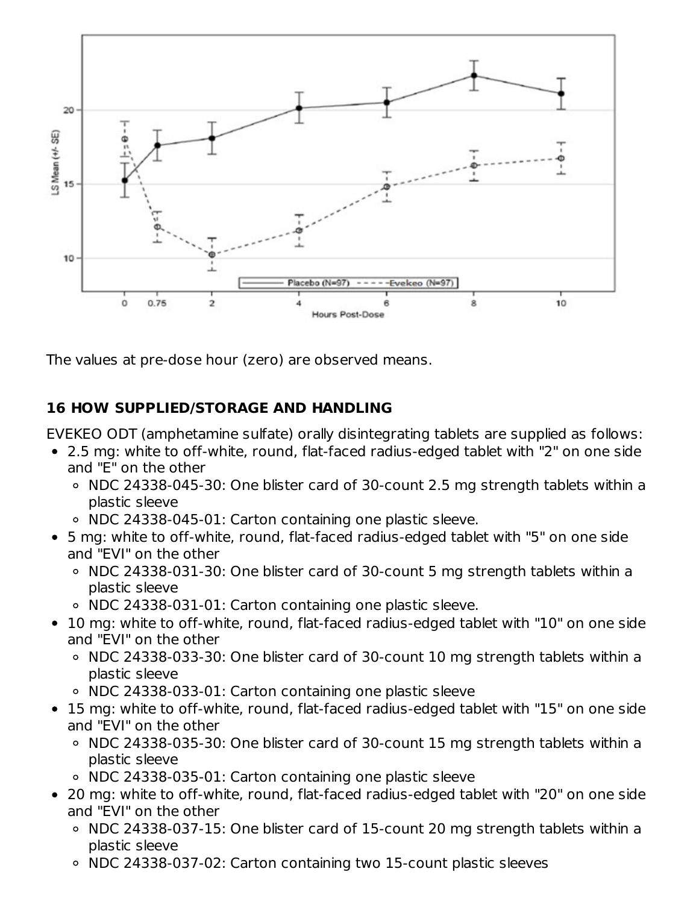The values at pre-dose hour (zero) are observed means.

## 16 HOW SUPPLIED/STORAGE AND HANDLING

EVEKEO ODT (amphetamine sulfate) orally disintegrating tablets are supplied as follows:

- 2.5 mg: white to off-white, round, flat-faced radius-edged tablet with "2" on one side and "E" on the other
  - NDC 24338-045-30: One blister card of 30-count 2.5 mg strength tablets within a plastic sleeve
  - NDC 24338-045-01: Carton containing one plastic sleeve.
- 5 mg: white to off-white, round, flat-faced radius-edged tablet with "5" on one side and "EVI" on the other
  - NDC 24338-031-30: One blister card of 30-count 5 mg strength tablets within a plastic sleeve
  - NDC 24338-031-01: Carton containing one plastic sleeve.
- 10 mg: white to off-white, round, flat-faced radius-edged tablet with "10" on one side and "EVI" on the other
  - NDC 24338-033-30: One blister card of 30-count 10 mg strength tablets within a plastic sleeve
  - NDC 24338-033-01: Carton containing one plastic sleeve
- 15 mg: white to off-white, round, flat-faced radius-edged tablet with "15" on one side and "EVI" on the other
  - NDC 24338-035-30: One blister card of 30-count 15 mg strength tablets within a plastic sleeve
  - NDC 24338-035-01: Carton containing one plastic sleeve
- 20 mg: white to off-white, round, flat-faced radius-edged tablet with "20" on one side and "EVI" on the other
  - NDC 24338-037-15: One blister card of 15-count 20 mg strength tablets within a plastic sleeve
  - NDC 24338-037-02: Carton containing two 15-count plastic sleeves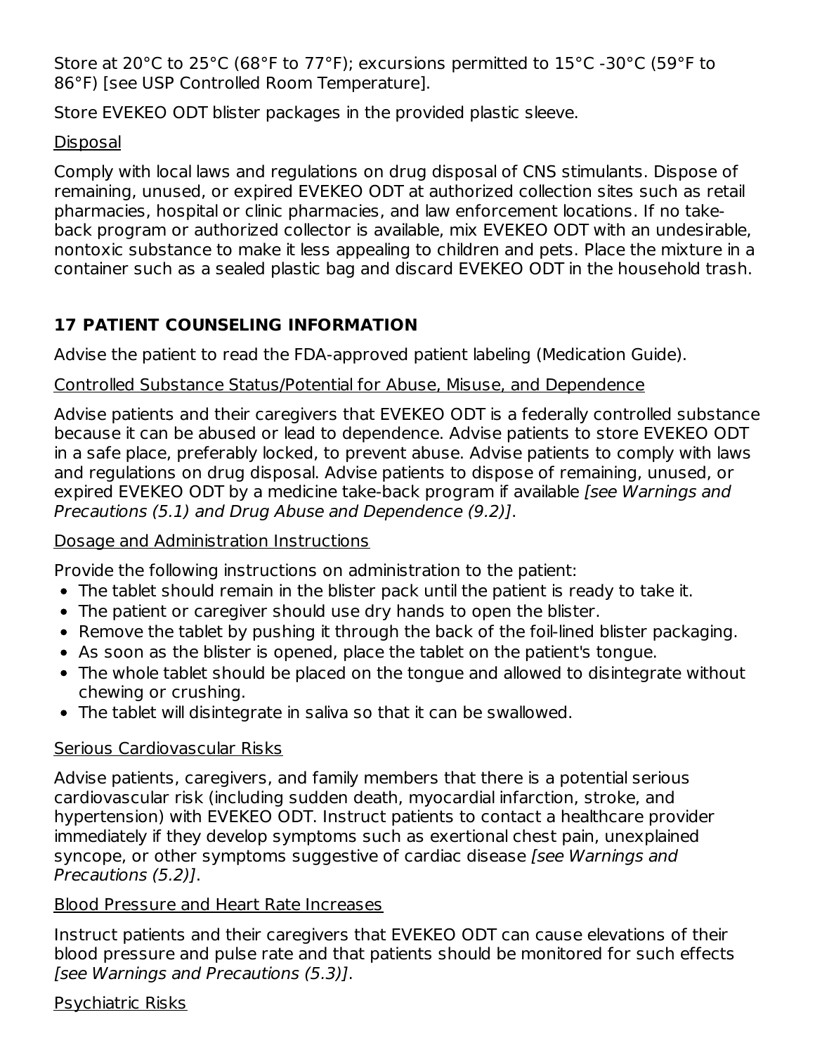Store at 20°C to 25°C (68°F to 77°F); excursions permitted to 15°C -30°C (59°F to 86°F) [see USP Controlled Room Temperature].

Store EVEKEO ODT blister packages in the provided plastic sleeve.

Disposal

Comply with local laws and regulations on drug disposal of CNS stimulants. Dispose of remaining, unused, or expired EVEKEO ODT at authorized collection sites such as retail pharmacies, hospital or clinic pharmacies, and law enforcement locations. If no take-back program or authorized collector is available, mix EVEKEO ODT with an undesirable, nontoxic substance to make it less appealing to children and pets. Place the mixture in a container such as a sealed plastic bag and discard EVEKEO ODT in the household trash.

## 17 PATIENT COUNSELING INFORMATION

Advise the patient to read the FDA-approved patient labeling (Medication Guide).

Controlled Substance Status/Potential for Abuse, Misuse, and Dependence

Advise patients and their caregivers that EVEKEO ODT is a federally controlled substance because it can be abused or lead to dependence. Advise patients to store EVEKEO ODT in a safe place, preferably locked, to prevent abuse. Advise patients to comply with laws and regulations on drug disposal. Advise patients to dispose of remaining, unused, or expired EVEKEO ODT by a medicine take-back program if available *[see Warnings and Precautions (5.1) and Drug Abuse and Dependence (9.2)]*.

Dosage and Administration Instructions

Provide the following instructions on administration to the patient:

- The tablet should remain in the blister pack until the patient is ready to take it.
- The patient or caregiver should use dry hands to open the blister.
- Remove the tablet by pushing it through the back of the foil-lined blister packaging.
- As soon as the blister is opened, place the tablet on the patient's tongue.
- The whole tablet should be placed on the tongue and allowed to disintegrate without chewing or crushing.
- The tablet will disintegrate in saliva so that it can be swallowed.

Serious Cardiovascular Risks

Advise patients, caregivers, and family members that there is a potential serious cardiovascular risk (including sudden death, myocardial infarction, stroke, and hypertension) with EVEKEO ODT. Instruct patients to contact a healthcare provider immediately if they develop symptoms such as exertional chest pain, unexplained syncope, or other symptoms suggestive of cardiac disease *[see Warnings and Precautions (5.2)]*.

Blood Pressure and Heart Rate Increases

Instruct patients and their caregivers that EVEKEO ODT can cause elevations of their blood pressure and pulse rate and that patients should be monitored for such effects *[see Warnings and Precautions (5.3)]*.

Psychiatric Risks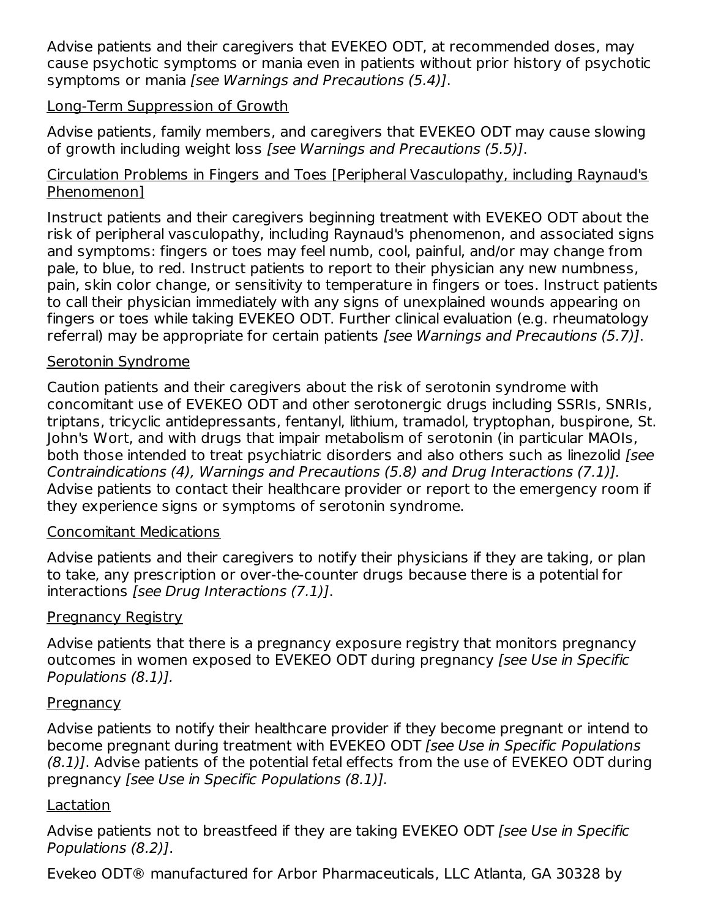Advise patients and their caregivers that EVEKEO ODT, at recommended doses, may cause psychotic symptoms or mania even in patients without prior history of psychotic symptoms or mania *[see Warnings and Precautions (5.4)]*.

Long-Term Suppression of Growth

Advise patients, family members, and caregivers that EVEKEO ODT may cause slowing of growth including weight loss *[see Warnings and Precautions (5.5)]*.

Circulation Problems in Fingers and Toes [Peripheral Vasculopathy, including Raynaud's Phenomenon]

Instruct patients and their caregivers beginning treatment with EVEKEO ODT about the risk of peripheral vasculopathy, including Raynaud's phenomenon, and associated signs and symptoms: fingers or toes may feel numb, cool, painful, and/or may change from pale, to blue, to red. Instruct patients to report to their physician any new numbness, pain, skin color change, or sensitivity to temperature in fingers or toes. Instruct patients to call their physician immediately with any signs of unexplained wounds appearing on fingers or toes while taking EVEKEO ODT. Further clinical evaluation (e.g. rheumatology referral) may be appropriate for certain patients *[see Warnings and Precautions (5.7)]*.

Serotonin Syndrome

Caution patients and their caregivers about the risk of serotonin syndrome with concomitant use of EVEKEO ODT and other serotonergic drugs including SSRIs, SNRIs, triptans, tricyclic antidepressants, fentanyl, lithium, tramadol, tryptophan, buspirone, St. John's Wort, and with drugs that impair metabolism of serotonin (in particular MAOIs, both those intended to treat psychiatric disorders and also others such as linezolid *[see Contraindications (4), Warnings and Precautions (5.8) and Drug Interactions (7.1)].* Advise patients to contact their healthcare provider or report to the emergency room if they experience signs or symptoms of serotonin syndrome.

Concomitant Medications

Advise patients and their caregivers to notify their physicians if they are taking, or plan to take, any prescription or over-the-counter drugs because there is a potential for interactions *[see Drug Interactions (7.1)]*.

Pregnancy Registry

Advise patients that there is a pregnancy exposure registry that monitors pregnancy outcomes in women exposed to EVEKEO ODT during pregnancy *[see Use in Specific Populations (8.1)].*

Pregnancy

Advise patients to notify their healthcare provider if they become pregnant or intend to become pregnant during treatment with EVEKEO ODT *[see Use in Specific Populations (8.1)]*. Advise patients of the potential fetal effects from the use of EVEKEO ODT during pregnancy *[see Use in Specific Populations (8.1)].*

Lactation

Advise patients not to breastfeed if they are taking EVEKEO ODT *[see Use in Specific Populations (8.2)]*.

Evekeo ODT® manufactured for Arbor Pharmaceuticals, LLC Atlanta, GA 30328 by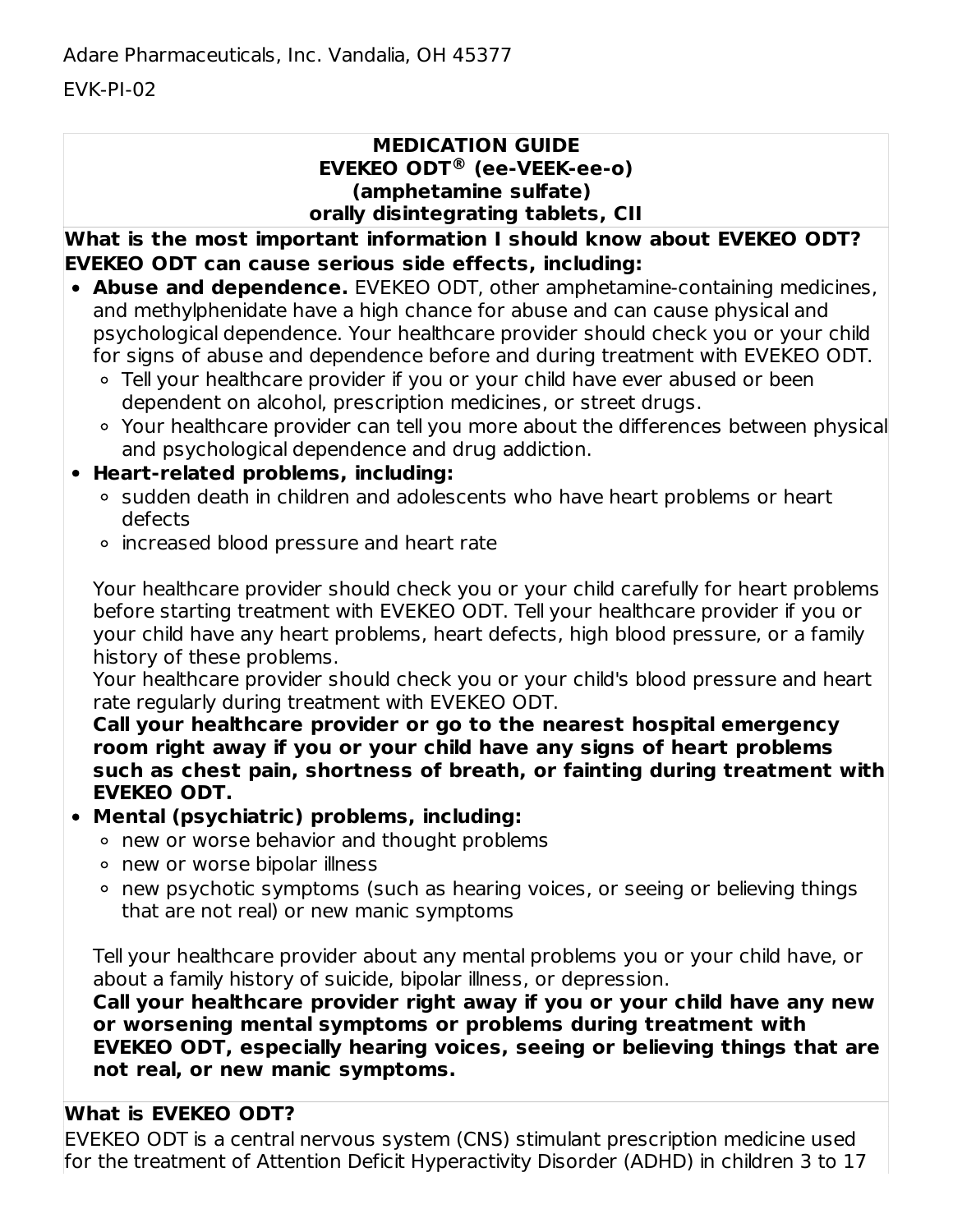Adare Pharmaceuticals, Inc. Vandalia, OH 45377

EVK-PI-02

## MEDICATION GUIDE
## EVEKEO ODT® (ee-VEEK-ee-o)
## (amphetamine sulfate)
## orally disintegrating tablets, CII

**What is the most important information I should know about EVEKEO ODT?**
**EVEKEO ODT can cause serious side effects, including:**

- **Abuse and dependence.** EVEKEO ODT, other amphetamine-containing medicines, and methylphenidate have a high chance for abuse and can cause physical and psychological dependence. Your healthcare provider should check you or your child for signs of abuse and dependence before and during treatment with EVEKEO ODT.
  - Tell your healthcare provider if you or your child have ever abused or been dependent on alcohol, prescription medicines, or street drugs.
  - Your healthcare provider can tell you more about the differences between physical and psychological dependence and drug addiction.
- **Heart-related problems, including:**
  - sudden death in children and adolescents who have heart problems or heart defects
  - increased blood pressure and heart rate

  Your healthcare provider should check you or your child carefully for heart problems before starting treatment with EVEKEO ODT. Tell your healthcare provider if you or your child have any heart problems, heart defects, high blood pressure, or a family history of these problems.
  Your healthcare provider should check you or your child's blood pressure and heart rate regularly during treatment with EVEKEO ODT.
  **Call your healthcare provider or go to the nearest hospital emergency room right away if you or your child have any signs of heart problems such as chest pain, shortness of breath, or fainting during treatment with EVEKEO ODT.**
- **Mental (psychiatric) problems, including:**
  - new or worse behavior and thought problems
  - new or worse bipolar illness
  - new psychotic symptoms (such as hearing voices, or seeing or believing things that are not real) or new manic symptoms

  Tell your healthcare provider about any mental problems you or your child have, or about a family history of suicide, bipolar illness, or depression.
  **Call your healthcare provider right away if you or your child have any new or worsening mental symptoms or problems during treatment with EVEKEO ODT, especially hearing voices, seeing or believing things that are not real, or new manic symptoms.**

**What is EVEKEO ODT?**

EVEKEO ODT is a central nervous system (CNS) stimulant prescription medicine used for the treatment of Attention Deficit Hyperactivity Disorder (ADHD) in children 3 to 17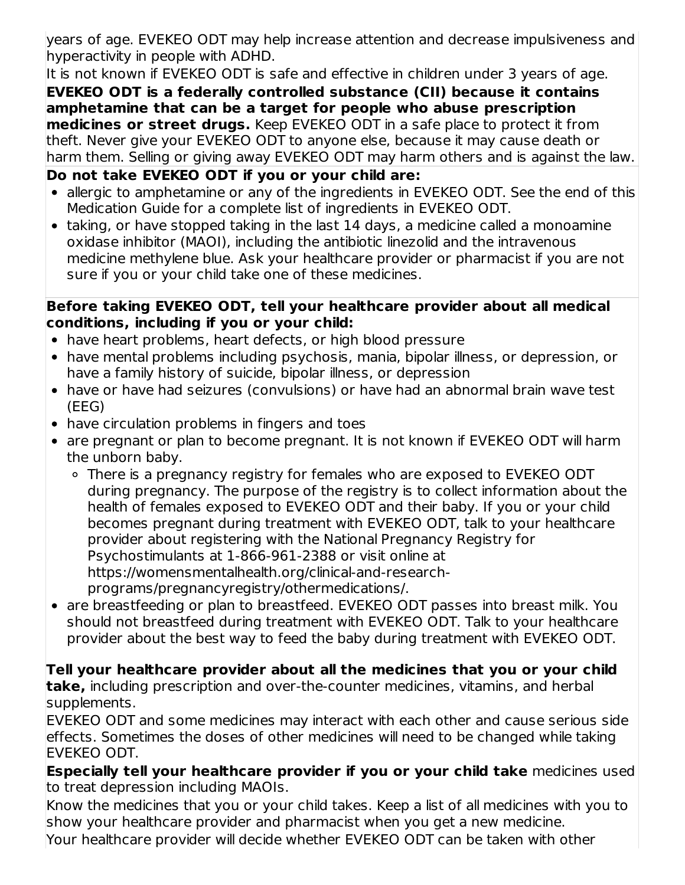years of age. EVEKEO ODT may help increase attention and decrease impulsiveness and hyperactivity in people with ADHD.

It is not known if EVEKEO ODT is safe and effective in children under 3 years of age.

**EVEKEO ODT is a federally controlled substance (CII) because it contains amphetamine that can be a target for people who abuse prescription medicines or street drugs.** Keep EVEKEO ODT in a safe place to protect it from theft. Never give your EVEKEO ODT to anyone else, because it may cause death or harm them. Selling or giving away EVEKEO ODT may harm others and is against the law.

**Do not take EVEKEO ODT if you or your child are:**

- allergic to amphetamine or any of the ingredients in EVEKEO ODT. See the end of this Medication Guide for a complete list of ingredients in EVEKEO ODT.
- taking, or have stopped taking in the last 14 days, a medicine called a monoamine oxidase inhibitor (MAOI), including the antibiotic linezolid and the intravenous medicine methylene blue. Ask your healthcare provider or pharmacist if you are not sure if you or your child take one of these medicines.

**Before taking EVEKEO ODT, tell your healthcare provider about all medical conditions, including if you or your child:**

- have heart problems, heart defects, or high blood pressure
- have mental problems including psychosis, mania, bipolar illness, or depression, or have a family history of suicide, bipolar illness, or depression
- have or have had seizures (convulsions) or have had an abnormal brain wave test (EEG)
- have circulation problems in fingers and toes
- are pregnant or plan to become pregnant. It is not known if EVEKEO ODT will harm the unborn baby.
    - There is a pregnancy registry for females who are exposed to EVEKEO ODT during pregnancy. The purpose of the registry is to collect information about the health of females exposed to EVEKEO ODT and their baby. If you or your child becomes pregnant during treatment with EVEKEO ODT, talk to your healthcare provider about registering with the National Pregnancy Registry for Psychostimulants at 1-866-961-2388 or visit online at https://womensmentalhealth.org/clinical-and-research-programs/pregnancyregistry/othermedications/.
- are breastfeeding or plan to breastfeed. EVEKEO ODT passes into breast milk. You should not breastfeed during treatment with EVEKEO ODT. Talk to your healthcare provider about the best way to feed the baby during treatment with EVEKEO ODT.

**Tell your healthcare provider about all the medicines that you or your child take,** including prescription and over-the-counter medicines, vitamins, and herbal supplements.

EVEKEO ODT and some medicines may interact with each other and cause serious side effects. Sometimes the doses of other medicines will need to be changed while taking EVEKEO ODT.

**Especially tell your healthcare provider if you or your child take** medicines used to treat depression including MAOIs.

Know the medicines that you or your child takes. Keep a list of all medicines with you to show your healthcare provider and pharmacist when you get a new medicine.

Your healthcare provider will decide whether EVEKEO ODT can be taken with other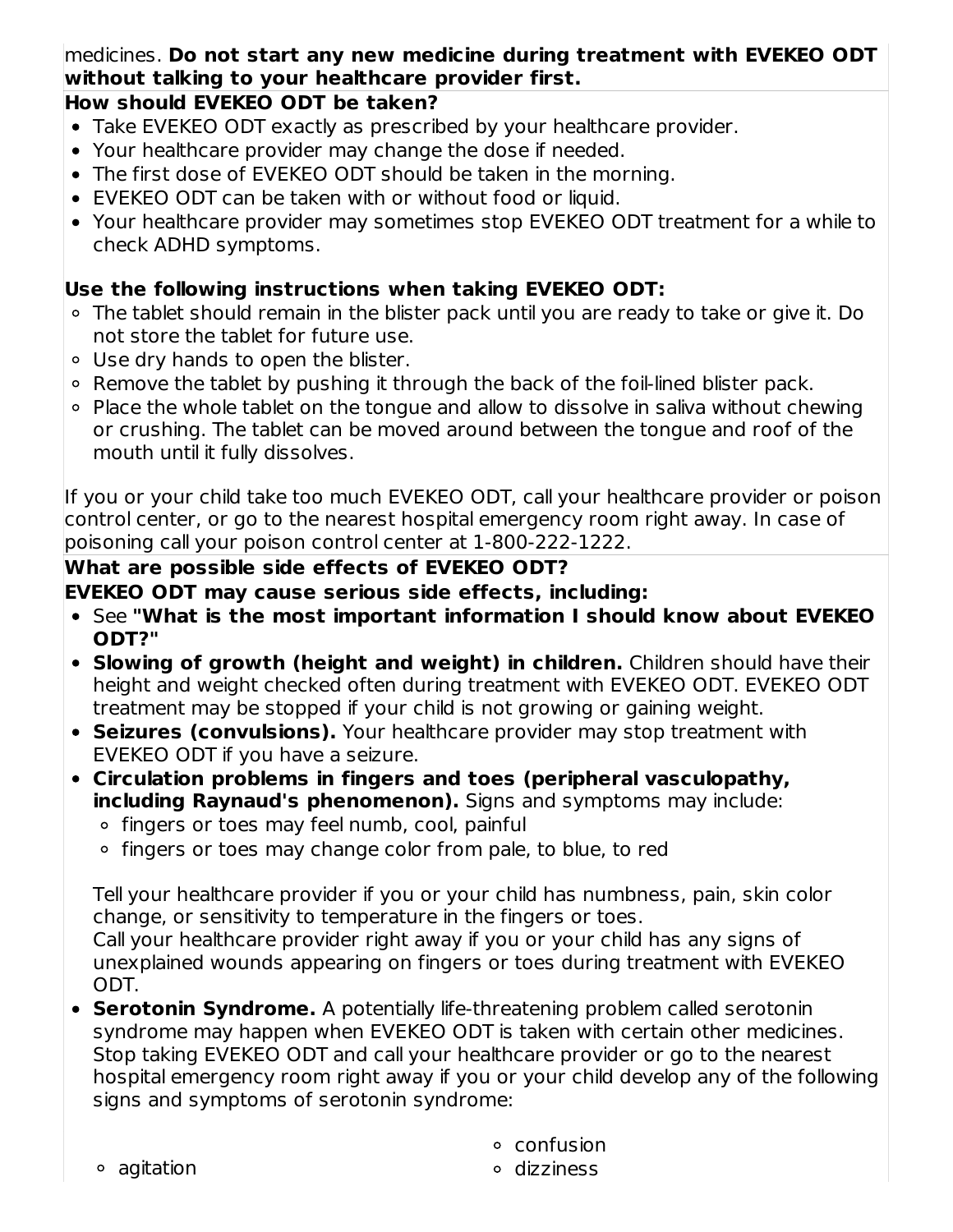medicines. **Do not start any new medicine during treatment with EVEKEO ODT without talking to your healthcare provider first.**

**How should EVEKEO ODT be taken?**

- Take EVEKEO ODT exactly as prescribed by your healthcare provider.
- Your healthcare provider may change the dose if needed.
- The first dose of EVEKEO ODT should be taken in the morning.
- EVEKEO ODT can be taken with or without food or liquid.
- Your healthcare provider may sometimes stop EVEKEO ODT treatment for a while to check ADHD symptoms.

**Use the following instructions when taking EVEKEO ODT:**

- The tablet should remain in the blister pack until you are ready to take or give it. Do not store the tablet for future use.
- Use dry hands to open the blister.
- Remove the tablet by pushing it through the back of the foil-lined blister pack.
- Place the whole tablet on the tongue and allow to dissolve in saliva without chewing or crushing. The tablet can be moved around between the tongue and roof of the mouth until it fully dissolves.

If you or your child take too much EVEKEO ODT, call your healthcare provider or poison control center, or go to the nearest hospital emergency room right away. In case of poisoning call your poison control center at 1-800-222-1222.

**What are possible side effects of EVEKEO ODT?**

**EVEKEO ODT may cause serious side effects, including:**

- See **"What is the most important information I should know about EVEKEO ODT?"**
- **Slowing of growth (height and weight) in children.** Children should have their height and weight checked often during treatment with EVEKEO ODT. EVEKEO ODT treatment may be stopped if your child is not growing or gaining weight.
- **Seizures (convulsions).** Your healthcare provider may stop treatment with EVEKEO ODT if you have a seizure.
- **Circulation problems in fingers and toes (peripheral vasculopathy, including Raynaud's phenomenon).** Signs and symptoms may include:
  - fingers or toes may feel numb, cool, painful
  - fingers or toes may change color from pale, to blue, to red

  Tell your healthcare provider if you or your child has numbness, pain, skin color change, or sensitivity to temperature in the fingers or toes.
  Call your healthcare provider right away if you or your child has any signs of unexplained wounds appearing on fingers or toes during treatment with EVEKEO ODT.
- **Serotonin Syndrome.** A potentially life-threatening problem called serotonin syndrome may happen when EVEKEO ODT is taken with certain other medicines. Stop taking EVEKEO ODT and call your healthcare provider or go to the nearest hospital emergency room right away if you or your child develop any of the following signs and symptoms of serotonin syndrome:
  - agitation
  - confusion
  - dizziness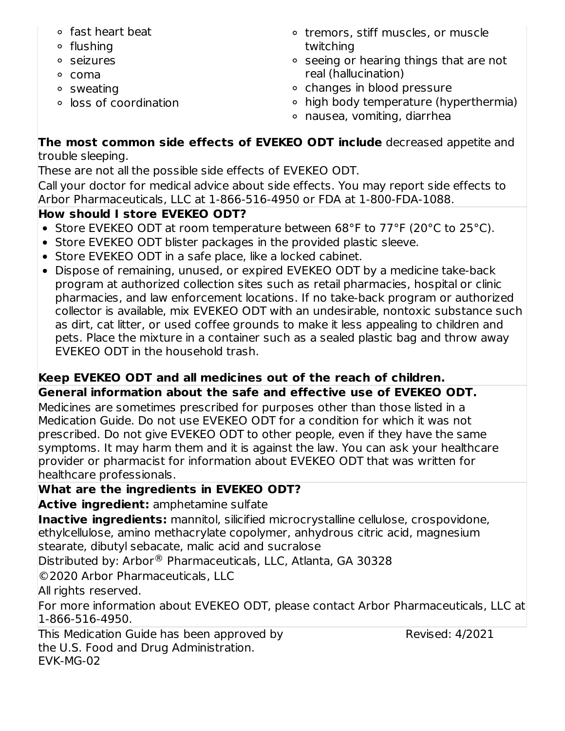- fast heart beat
- flushing
- seizures
- coma
- sweating
- loss of coordination
- tremors, stiff muscles, or muscle twitching
- seeing or hearing things that are not real (hallucination)
- changes in blood pressure
- high body temperature (hyperthermia)
- nausea, vomiting, diarrhea

**The most common side effects of EVEKEO ODT include** decreased appetite and trouble sleeping.

These are not all the possible side effects of EVEKEO ODT.

Call your doctor for medical advice about side effects. You may report side effects to Arbor Pharmaceuticals, LLC at 1-866-516-4950 or FDA at 1-800-FDA-1088.

**How should I store EVEKEO ODT?**

- Store EVEKEO ODT at room temperature between 68°F to 77°F (20°C to 25°C).
- Store EVEKEO ODT blister packages in the provided plastic sleeve.
- Store EVEKEO ODT in a safe place, like a locked cabinet.
- Dispose of remaining, unused, or expired EVEKEO ODT by a medicine take-back program at authorized collection sites such as retail pharmacies, hospital or clinic pharmacies, and law enforcement locations. If no take-back program or authorized collector is available, mix EVEKEO ODT with an undesirable, nontoxic substance such as dirt, cat litter, or used coffee grounds to make it less appealing to children and pets. Place the mixture in a container such as a sealed plastic bag and throw away EVEKEO ODT in the household trash.

**Keep EVEKEO ODT and all medicines out of the reach of children.**

**General information about the safe and effective use of EVEKEO ODT.**

Medicines are sometimes prescribed for purposes other than those listed in a Medication Guide. Do not use EVEKEO ODT for a condition for which it was not prescribed. Do not give EVEKEO ODT to other people, even if they have the same symptoms. It may harm them and it is against the law. You can ask your healthcare provider or pharmacist for information about EVEKEO ODT that was written for healthcare professionals.

**What are the ingredients in EVEKEO ODT?**

**Active ingredient:** amphetamine sulfate

**Inactive ingredients:** mannitol, silicified microcrystalline cellulose, crospovidone, ethylcellulose, amino methacrylate copolymer, anhydrous citric acid, magnesium stearate, dibutyl sebacate, malic acid and sucralose

Distributed by: Arbor® Pharmaceuticals, LLC, Atlanta, GA 30328

©2020 Arbor Pharmaceuticals, LLC

All rights reserved.

For more information about EVEKEO ODT, please contact Arbor Pharmaceuticals, LLC at 1-866-516-4950.

This Medication Guide has been approved by the U.S. Food and Drug Administration. Revised: 4/2021

EVK-MG-02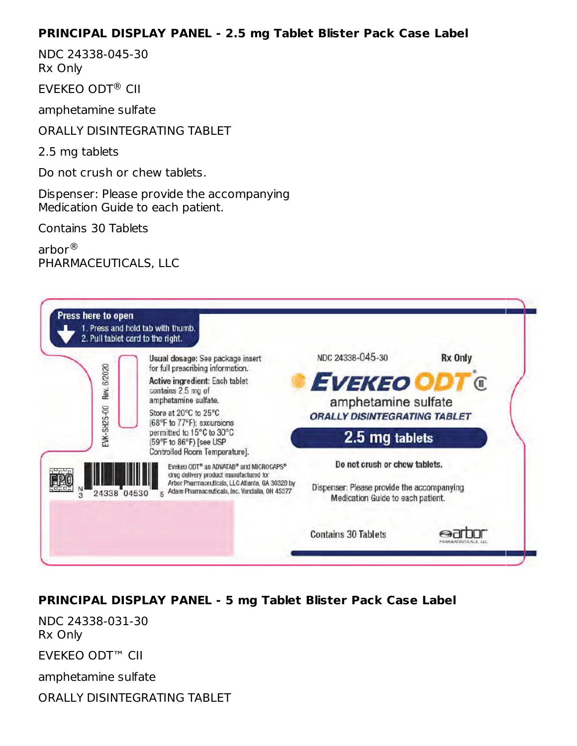**PRINCIPAL DISPLAY PANEL - 2.5 mg Tablet Blister Pack Case Label**

NDC 24338-045-30
Rx Only

EVEKEO ODT® CII

amphetamine sulfate

ORALLY DISINTEGRATING TABLET

2.5 mg tablets

Do not crush or chew tablets.

Dispenser: Please provide the accompanying Medication Guide to each patient.

Contains 30 Tablets

arbor®
PHARMACEUTICALS, LLC

Press here to open
1. Press and hold tab with thumb.
2. Pull tablet card to the right.

EVK-SH25-00 Rev. 6/2020

Usual dosage: See package insert for full prescribing information.

Active ingredient: Each tablet contains 2.5 mg of amphetamine sulfate.

Store at 20°C to 25°C (68°F to 77°F); excursions permitted to 15°C to 30°C (59°F to 86°F) [see USP Controlled Room Temperature].

N 3 24338 04530 5

Evekeo ODT® an ADVATAB® and MICROCAPS® drug delivery product manufactured for Arbor Pharmaceuticals, LLC Atlanta, GA 30328 by Adare Pharmaceuticals, Inc. Vandalia, OH 45377

NDC 24338-045-30 Rx Only

EVEKEO ODT® CII

amphetamine sulfate

ORALLY DISINTEGRATING TABLET

2.5 mg tablets

Do not crush or chew tablets.

Dispenser: Please provide the accompanying Medication Guide to each patient.

Contains 30 Tablets

arbor PHARMACEUTICALS, LLC

**PRINCIPAL DISPLAY PANEL - 5 mg Tablet Blister Pack Case Label**

NDC 24338-031-30
Rx Only

EVEKEO ODT™ CII

amphetamine sulfate

ORALLY DISINTEGRATING TABLET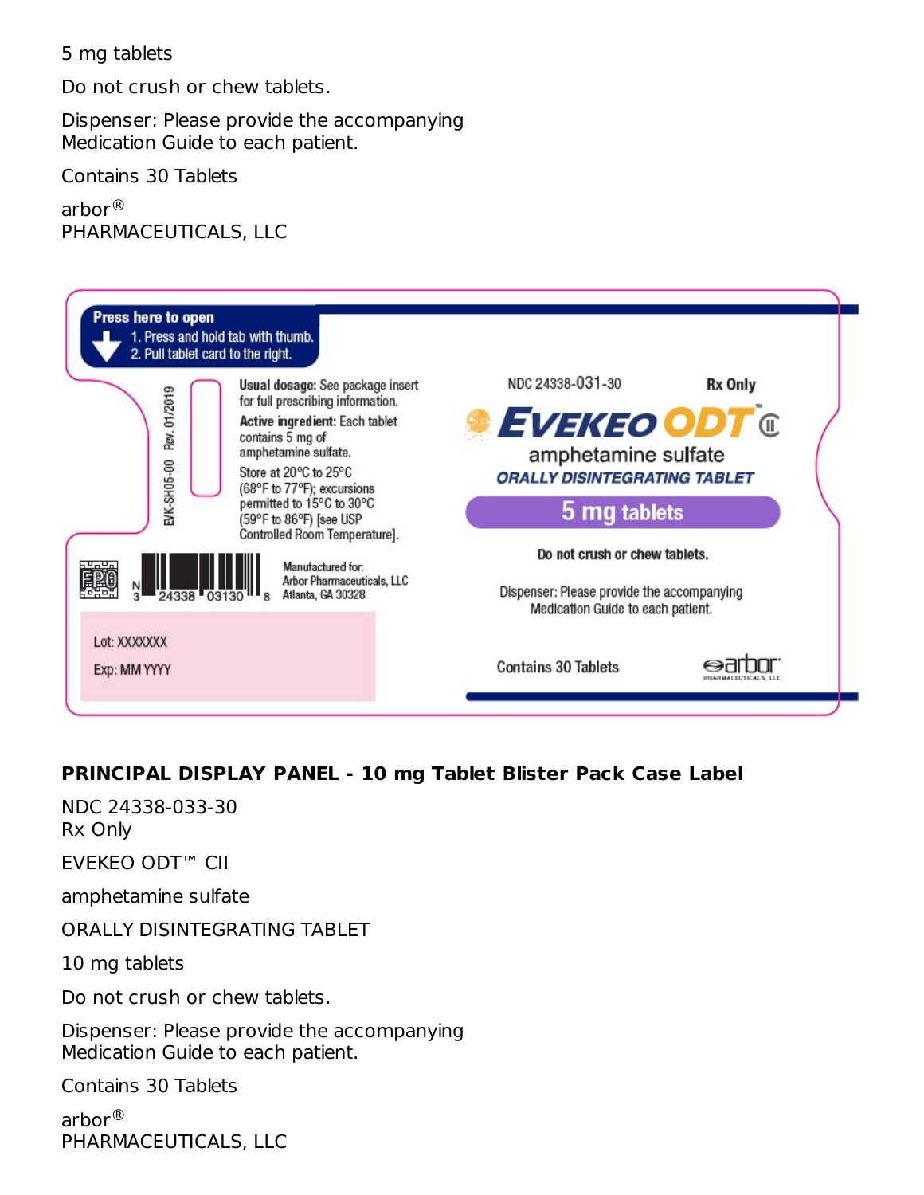5 mg tablets

Do not crush or chew tablets.

Dispenser: Please provide the accompanying
Medication Guide to each patient.

Contains 30 Tablets

arbor®
PHARMACEUTICALS, LLC

Press here to open
1. Press and hold tab with thumb.
2. Pull tablet card to the right.

EVK-SH05-00 Rev. 01/2019

**Usual dosage:** See package insert for full prescribing information.

**Active ingredient:** Each tablet contains 5 mg of amphetamine sulfate.

Store at 20°C to 25°C (68°F to 77°F); excursions permitted to 15°C to 30°C (59°F to 86°F) [see USP Controlled Room Temperature].

N 3 24338 03130 8

Manufactured for:
Arbor Pharmaceuticals, LLC
Atlanta, GA 30328

Lot: XXXXXXX

Exp: MM YYYY

NDC 24338-031-30

Rx Only

EVEKEO ODT™ CII

amphetamine sulfate

ORALLY DISINTEGRATING TABLET

5 mg tablets

Do not crush or chew tablets.

Dispenser: Please provide the accompanying Medication Guide to each patient.

Contains 30 Tablets

arbor PHARMACEUTICALS, LLC

**PRINCIPAL DISPLAY PANEL - 10 mg Tablet Blister Pack Case Label**

NDC 24338-033-30
Rx Only

EVEKEO ODT™ CII

amphetamine sulfate

ORALLY DISINTEGRATING TABLET

10 mg tablets

Do not crush or chew tablets.

Dispenser: Please provide the accompanying
Medication Guide to each patient.

Contains 30 Tablets

arbor®
PHARMACEUTICALS, LLC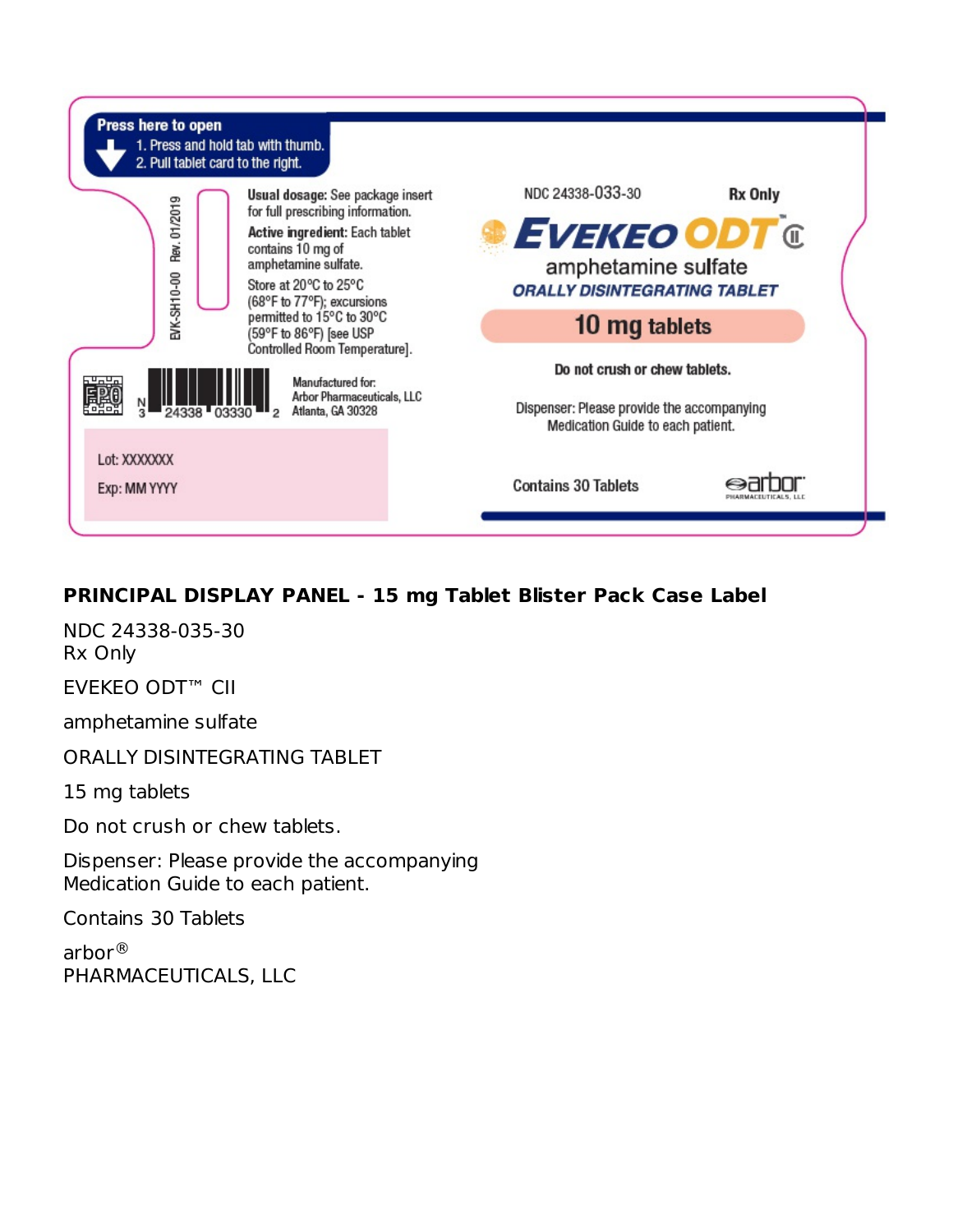Press here to open

1. Press and hold tab with thumb.
2. Pull tablet card to the right.

EVK-SH10-00 Rev. 01/2019

**Usual dosage:** See package insert for full prescribing information.

**Active ingredient:** Each tablet contains 10 mg of amphetamine sulfate.

Store at 20°C to 25°C (68°F to 77°F); excursions permitted to 15°C to 30°C (59°F to 86°F) [see USP Controlled Room Temperature].

N 3 24338 03330 2

Manufactured for:
Arbor Pharmaceuticals, LLC
Atlanta, GA 30328

Lot: XXXXXXX

Exp: MM YYYY

NDC 24338-033-30 **Rx Only**

**EVEKEO ODT™ CII**

amphetamine sulfate

**ORALLY DISINTEGRATING TABLET**

**10 mg tablets**

**Do not crush or chew tablets.**

Dispenser: Please provide the accompanying Medication Guide to each patient.

Contains 30 Tablets

arbor PHARMACEUTICALS, LLC

**PRINCIPAL DISPLAY PANEL - 15 mg Tablet Blister Pack Case Label**

NDC 24338-035-30
Rx Only

EVEKEO ODT™ CII

amphetamine sulfate

ORALLY DISINTEGRATING TABLET

15 mg tablets

Do not crush or chew tablets.

Dispenser: Please provide the accompanying
Medication Guide to each patient.

Contains 30 Tablets

arbor®
PHARMACEUTICALS, LLC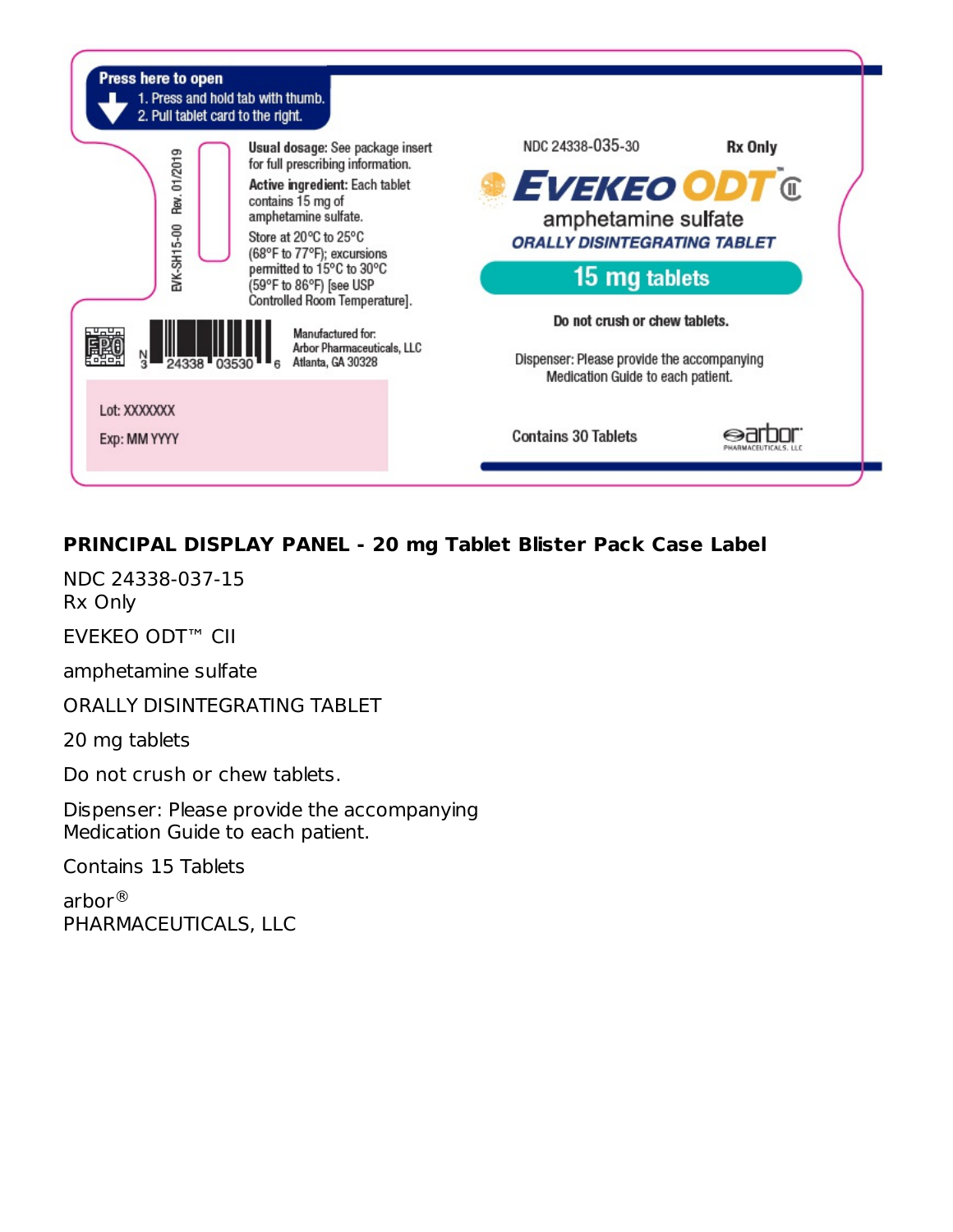Press here to open
1. Press and hold tab with thumb.
2. Pull tablet card to the right.

EVK-SH15-00 Rev. 01/2019

**Usual dosage:** See package insert for full prescribing information.

**Active ingredient:** Each tablet contains 15 mg of amphetamine sulfate.

Store at 20°C to 25°C (68°F to 77°F); excursions permitted to 15°C to 30°C (59°F to 86°F) [see USP Controlled Room Temperature].

N 3 24338 03530 6

Manufactured for:
Arbor Pharmaceuticals, LLC
Atlanta, GA 30328

Lot: XXXXXXX

Exp: MM YYYY

NDC 24338-035-30

Rx Only

EVEKEO ODT™ CII

amphetamine sulfate

ORALLY DISINTEGRATING TABLET

15 mg tablets

Do not crush or chew tablets.

Dispenser: Please provide the accompanying Medication Guide to each patient.

Contains 30 Tablets

arbor
PHARMACEUTICALS, LLC

**PRINCIPAL DISPLAY PANEL - 20 mg Tablet Blister Pack Case Label**

NDC 24338-037-15
Rx Only

EVEKEO ODT™ CII

amphetamine sulfate

ORALLY DISINTEGRATING TABLET

20 mg tablets

Do not crush or chew tablets.

Dispenser: Please provide the accompanying
Medication Guide to each patient.

Contains 15 Tablets

arbor®
PHARMACEUTICALS, LLC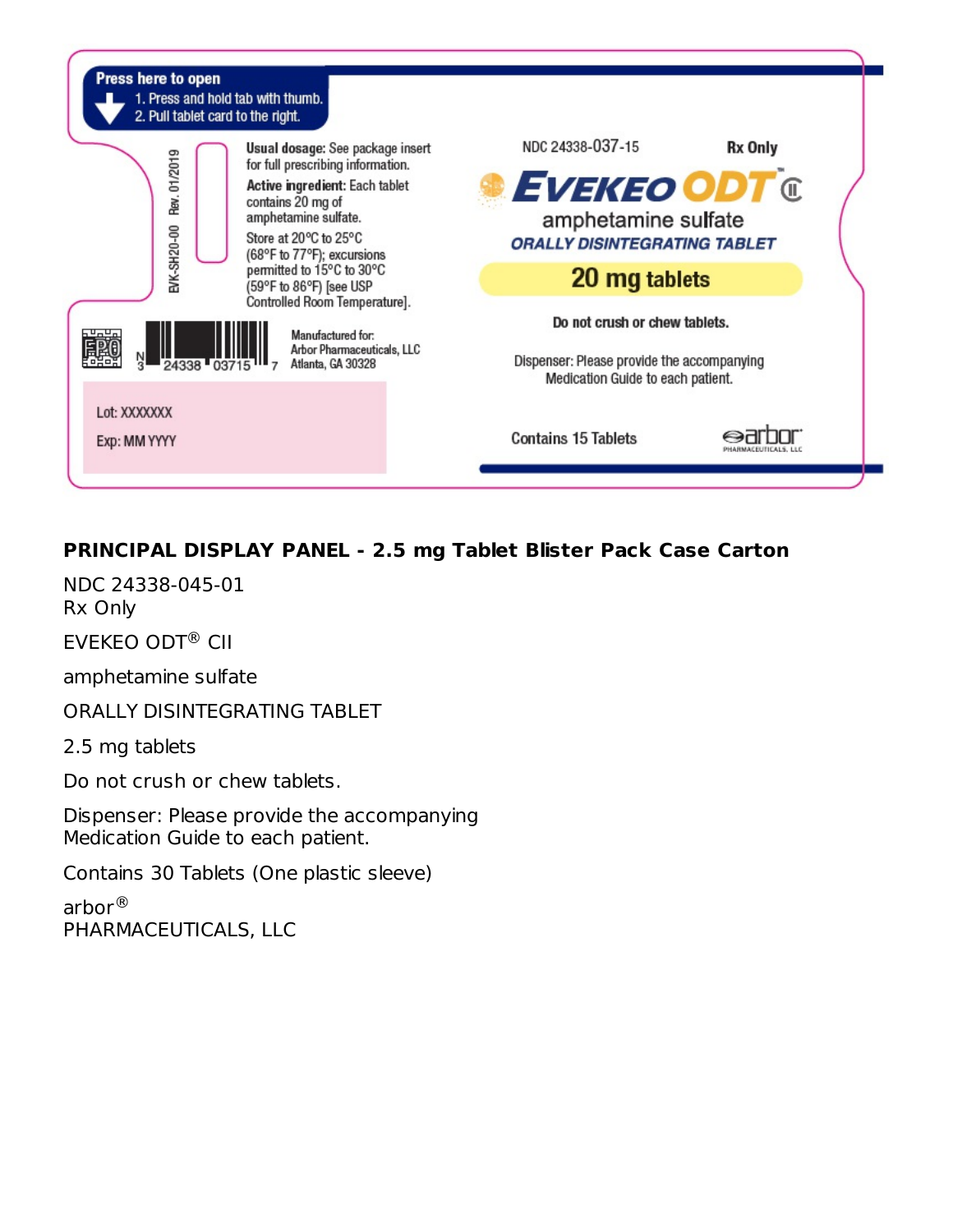Press here to open

1. Press and hold tab with thumb.
2. Pull tablet card to the right.

EVK-SH20-00 Rev. 01/2019

**Usual dosage:** See package insert for full prescribing information.

**Active ingredient:** Each tablet contains 20 mg of amphetamine sulfate.

Store at 20°C to 25°C (68°F to 77°F); excursions permitted to 15°C to 30°C (59°F to 86°F) [see USP Controlled Room Temperature].

N 3 24338 03715 7

Manufactured for:
Arbor Pharmaceuticals, LLC
Atlanta, GA 30328

Lot: XXXXXXX

Exp: MM YYYY

NDC 24338-037-15

Rx Only

EVEKEO ODT™ CII

amphetamine sulfate

ORALLY DISINTEGRATING TABLET

**20 mg tablets**

**Do not crush or chew tablets.**

Dispenser: Please provide the accompanying Medication Guide to each patient.

Contains 15 Tablets

arbor PHARMACEUTICALS, LLC

**PRINCIPAL DISPLAY PANEL - 2.5 mg Tablet Blister Pack Case Carton**

NDC 24338-045-01
Rx Only

EVEKEO ODT® CII

amphetamine sulfate

ORALLY DISINTEGRATING TABLET

2.5 mg tablets

Do not crush or chew tablets.

Dispenser: Please provide the accompanying
Medication Guide to each patient.

Contains 30 Tablets (One plastic sleeve)

arbor®
PHARMACEUTICALS, LLC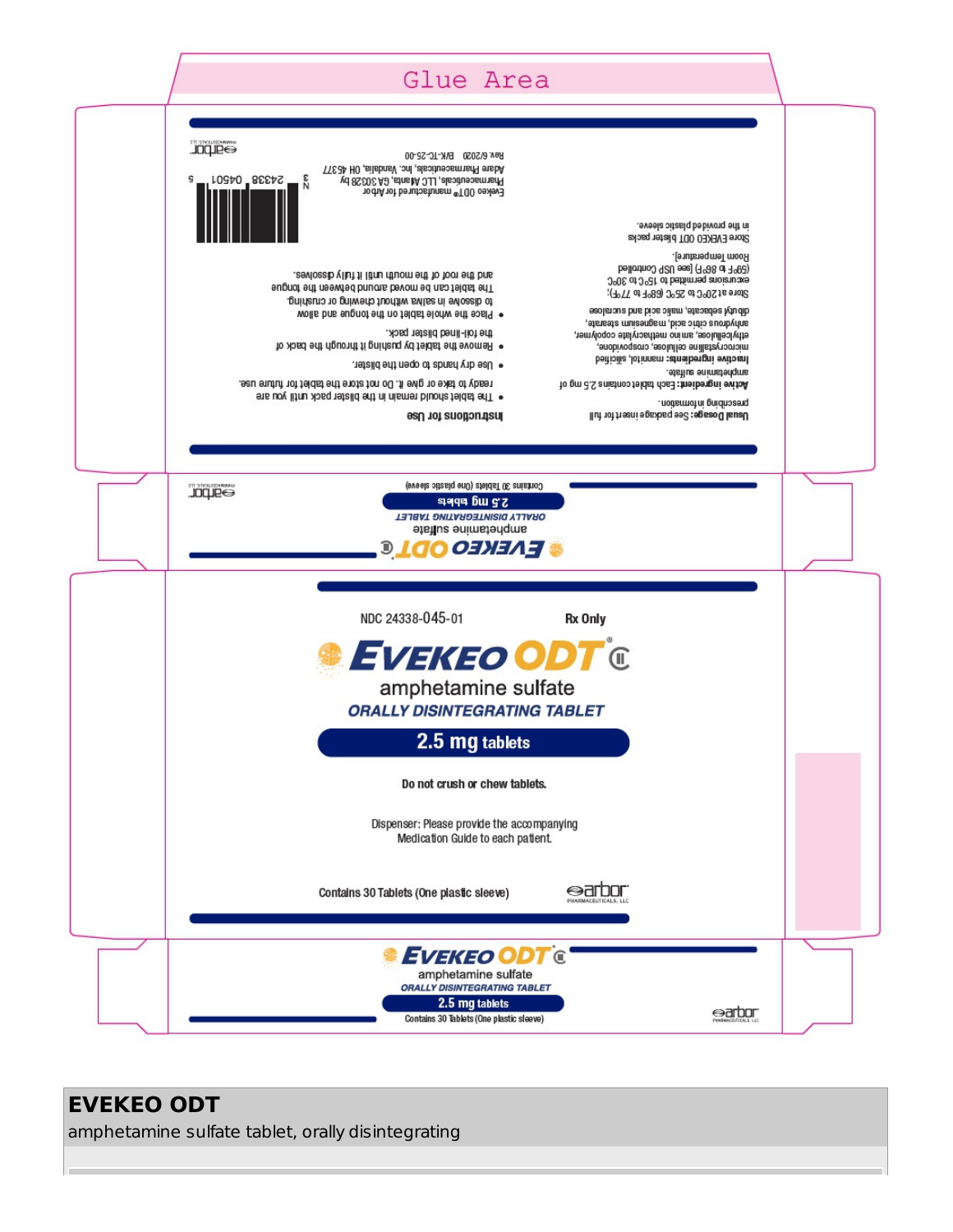Glue Area

Usual Dosage: See package insert for full prescribing information.

Active ingredient: Each tablet contains 2.5 mg of amphetamine sulfate.

Inactive ingredients: mannitol, silicified microcrystalline cellulose, crospovidone, ethylcellulose, amino methacrylate copolymer, anhydrous citric acid, magnesium stearate, dibutyl sebacate, malic acid and sucralose

Store at 20°C to 25°C (68°F to 77°F); excursions permitted to 15°C to 30°C (59°F to 86°F) [see USP Controlled Room Temperature].

Store EVEKEO ODT blister packs in the provided plastic sleeve.

**Instructions for Use**

- The tablet should remain in the blister pack until you are ready to take or give it. Do not store the tablet for future use.
- Use dry hands to open the blister.
- Remove the tablet by pushing it through the back of the foil-lined blister pack.
- Place the whole tablet on the tongue and allow to dissolve in saliva without chewing or crushing. The tablet can be moved around between the tongue and the roof of the mouth until it fully dissolves.

Evekeo ODT® manufactured for Arbor Pharmaceuticals, LLC Atlanta, GA 30328 by Adare Pharmaceuticals, Inc. Vandalia, OH 45377

Rev. 6/2020 EVK-TC-25-00

N 3 24338 04501 5

arbor PHARMACEUTICALS, LLC

EVEKEO ODT® CII

amphetamine sulfate

ORALLY DISINTEGRATING TABLET

2.5 mg tablets

Contains 30 Tablets (One plastic sleeve)

arbor PHARMACEUTICALS, LLC

NDC 24338-045-01 Rx Only

EVEKEO ODT® CII

amphetamine sulfate

ORALLY DISINTEGRATING TABLET

2.5 mg tablets

Do not crush or chew tablets.

Dispenser: Please provide the accompanying Medication Guide to each patient.

Contains 30 Tablets (One plastic sleeve)

arbor PHARMACEUTICALS, LLC

EVEKEO ODT® CII

amphetamine sulfate

ORALLY DISINTEGRATING TABLET

2.5 mg tablets

Contains 30 Tablets (One plastic sleeve)

arbor PHARMACEUTICALS, LLC

**EVEKEO ODT**

amphetamine sulfate tablet, orally disintegrating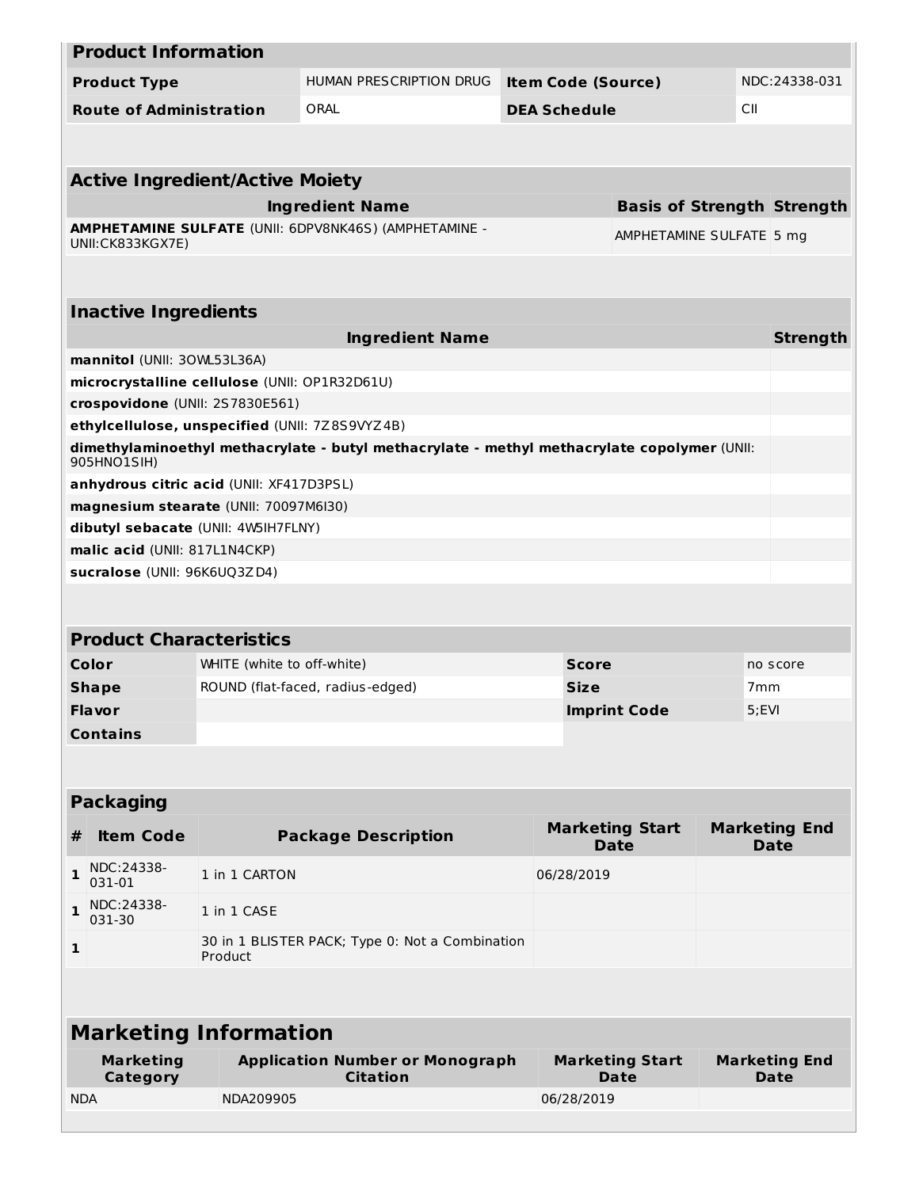## Product Information

| Product Type | HUMAN PRESCRIPTION DRUG | Item Code (Source) | NDC:24338-031 |
|---|---|---|---|
| Route of Administration | ORAL | DEA Schedule | CII |

## Active Ingredient/Active Moiety

| Ingredient Name | Basis of Strength | Strength |
|---|---|---|
| **AMPHETAMINE SULFATE** (UNII: 6DPV8NK46S) (AMPHETAMINE - UNII:CK833KGX7E) | AMPHETAMINE SULFATE | 5 mg |

## Inactive Ingredients

| Ingredient Name | Strength |
|---|---|
| **mannitol** (UNII: 3OWL53L36A) | |
| **microcrystalline cellulose** (UNII: OP1R32D61U) | |
| **crospovidone** (UNII: 2S7830E561) | |
| **ethylcellulose, unspecified** (UNII: 7Z8S9VYZ4B) | |
| **dimethylaminoethyl methacrylate - butyl methacrylate - methyl methacrylate copolymer** (UNII: 905HNO1SIH) | |
| **anhydrous citric acid** (UNII: XF417D3PSL) | |
| **magnesium stearate** (UNII: 70097M6I30) | |
| **dibutyl sebacate** (UNII: 4W5IH7FLNY) | |
| **malic acid** (UNII: 817L1N4CKP) | |
| **sucralose** (UNII: 96K6UQ3ZD4) | |

## Product Characteristics

| Color | WHITE (white to off-white) | Score | no score |
|---|---|---|---|
| Shape | ROUND (flat-faced, radius-edged) | Size | 7mm |
| Flavor | | Imprint Code | 5;EVI |
| Contains | | | |

## Packaging

| # | Item Code | Package Description | Marketing Start Date | Marketing End Date |
|---|---|---|---|---|
| 1 | NDC:24338-031-01 | 1 in 1 CARTON | 06/28/2019 | |
| 1 | NDC:24338-031-30 | 1 in 1 CASE | | |
| 1 | | 30 in 1 BLISTER PACK; Type 0: Not a Combination Product | | |

## Marketing Information

| Marketing Category | Application Number or Monograph Citation | Marketing Start Date | Marketing End Date |
|---|---|---|---|
| NDA | NDA209905 | 06/28/2019 | |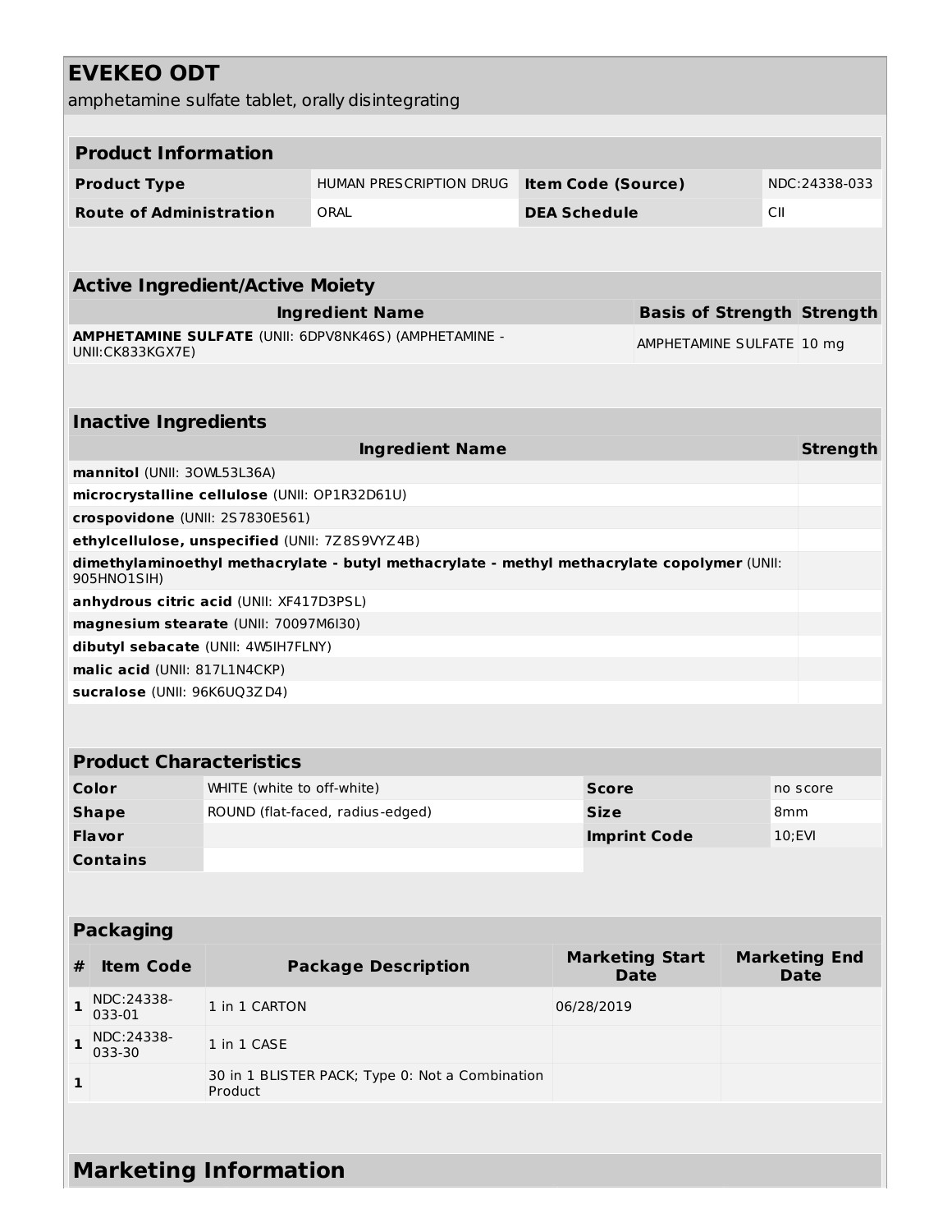# EVEKEO ODT

amphetamine sulfate tablet, orally disintegrating

| Product Information | | | |
|---|---|---|---|
| **Product Type** | HUMAN PRESCRIPTION DRUG | **Item Code (Source)** | NDC:24338-033 |
| **Route of Administration** | ORAL | **DEA Schedule** | CII |

| Active Ingredient/Active Moiety | | |
|---|---|---|
| **Ingredient Name** | **Basis of Strength** | **Strength** |
| **AMPHETAMINE SULFATE** (UNII: 6DPV8NK46S) (AMPHETAMINE - UNII:CK833KGX7E) | AMPHETAMINE SULFATE | 10 mg |

| Inactive Ingredients | |
|---|---|
| **Ingredient Name** | **Strength** |
| **mannitol** (UNII: 3OWL53L36A) | |
| **microcrystalline cellulose** (UNII: OP1R32D61U) | |
| **crospovidone** (UNII: 2S7830E561) | |
| **ethylcellulose, unspecified** (UNII: 7Z8S9VYZ4B) | |
| **dimethylaminoethyl methacrylate - butyl methacrylate - methyl methacrylate copolymer** (UNII: 905HNO1SIH) | |
| **anhydrous citric acid** (UNII: XF417D3PSL) | |
| **magnesium stearate** (UNII: 70097M6I30) | |
| **dibutyl sebacate** (UNII: 4W5IH7FLNY) | |
| **malic acid** (UNII: 817L1N4CKP) | |
| **sucralose** (UNII: 96K6UQ3ZD4) | |

| Product Characteristics | | | |
|---|---|---|---|
| **Color** | WHITE (white to off-white) | **Score** | no score |
| **Shape** | ROUND (flat-faced, radius-edged) | **Size** | 8mm |
| **Flavor** | | **Imprint Code** | 10;EVI |
| **Contains** | | | |

| Packaging | | | | |
|---|---|---|---|---|
| **#** | **Item Code** | **Package Description** | **Marketing Start Date** | **Marketing End Date** |
| **1** | NDC:24338-033-01 | 1 in 1 CARTON | 06/28/2019 | |
| **1** | NDC:24338-033-30 | 1 in 1 CASE | | |
| **1** | | 30 in 1 BLISTER PACK; Type 0: Not a Combination Product | | |

## Marketing Information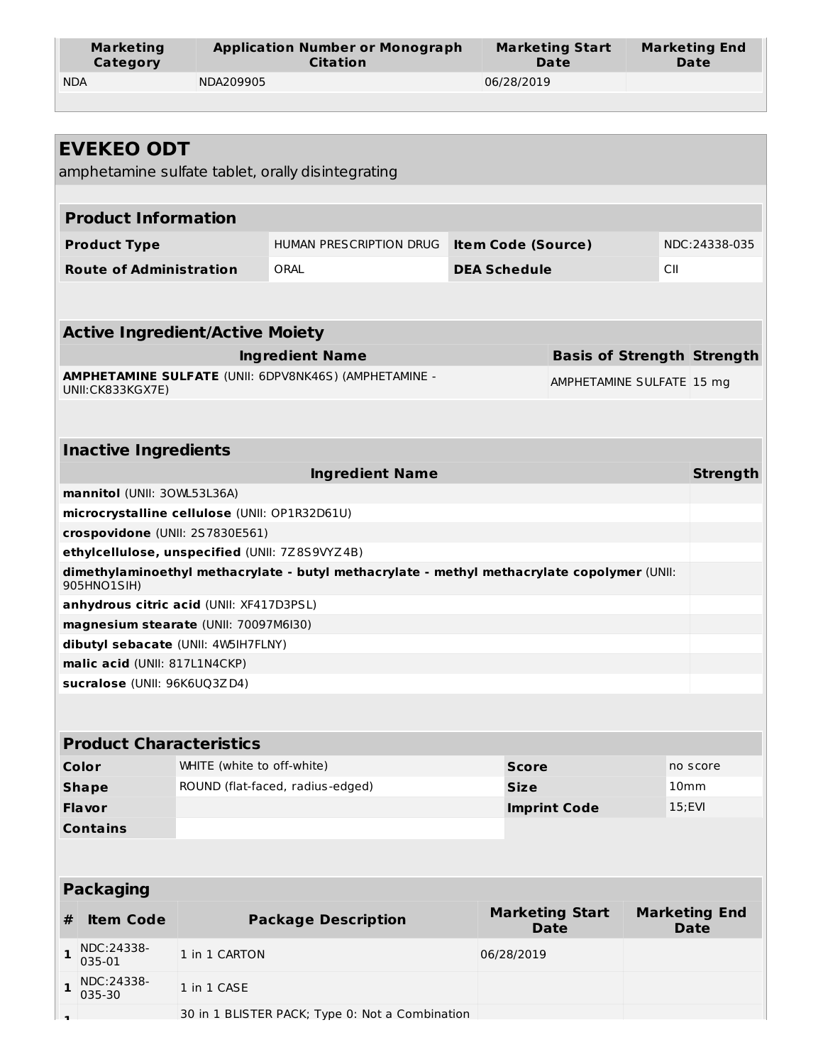| Marketing Category | Application Number or Monograph Citation | Marketing Start Date | Marketing End Date |
|---|---|---|---|
| NDA | NDA209905 | 06/28/2019 | |

## EVEKEO ODT

amphetamine sulfate tablet, orally disintegrating

| Product Information | | | |
|---|---|---|---|
| **Product Type** | HUMAN PRESCRIPTION DRUG | **Item Code (Source)** | NDC:24338-035 |
| **Route of Administration** | ORAL | **DEA Schedule** | CII |

| Active Ingredient/Active Moiety | | |
|---|---|---|
| **Ingredient Name** | **Basis of Strength** | **Strength** |
| **AMPHETAMINE SULFATE** (UNII: 6DPV8NK46S) (AMPHETAMINE - UNII:CK833KGX7E) | AMPHETAMINE SULFATE | 15 mg |

| Inactive Ingredients | |
|---|---|
| **Ingredient Name** | **Strength** |
| **mannitol** (UNII: 3OWL53L36A) | |
| **microcrystalline cellulose** (UNII: OP1R32D61U) | |
| **crospovidone** (UNII: 2S7830E561) | |
| **ethylcellulose, unspecified** (UNII: 7Z8S9VYZ4B) | |
| **dimethylaminoethyl methacrylate - butyl methacrylate - methyl methacrylate copolymer** (UNII: 905HNO1SIH) | |
| **anhydrous citric acid** (UNII: XF417D3PSL) | |
| **magnesium stearate** (UNII: 70097M6I30) | |
| **dibutyl sebacate** (UNII: 4W5IH7FLNY) | |
| **malic acid** (UNII: 817L1N4CKP) | |
| **sucralose** (UNII: 96K6UQ3ZD4) | |

| Product Characteristics | | | |
|---|---|---|---|
| **Color** | WHITE (white to off-white) | **Score** | no score |
| **Shape** | ROUND (flat-faced, radius-edged) | **Size** | 10mm |
| **Flavor** | | **Imprint Code** | 15;EVI |
| **Contains** | | | |

| Packaging | | | | |
|---|---|---|---|---|
| **#** | **Item Code** | **Package Description** | **Marketing Start Date** | **Marketing End Date** |
| 1 | NDC:24338-035-01 | 1 in 1 CARTON | 06/28/2019 | |
| 1 | NDC:24338-035-30 | 1 in 1 CASE | | |
| 1 | | 30 in 1 BLISTER PACK; Type 0: Not a Combination | | |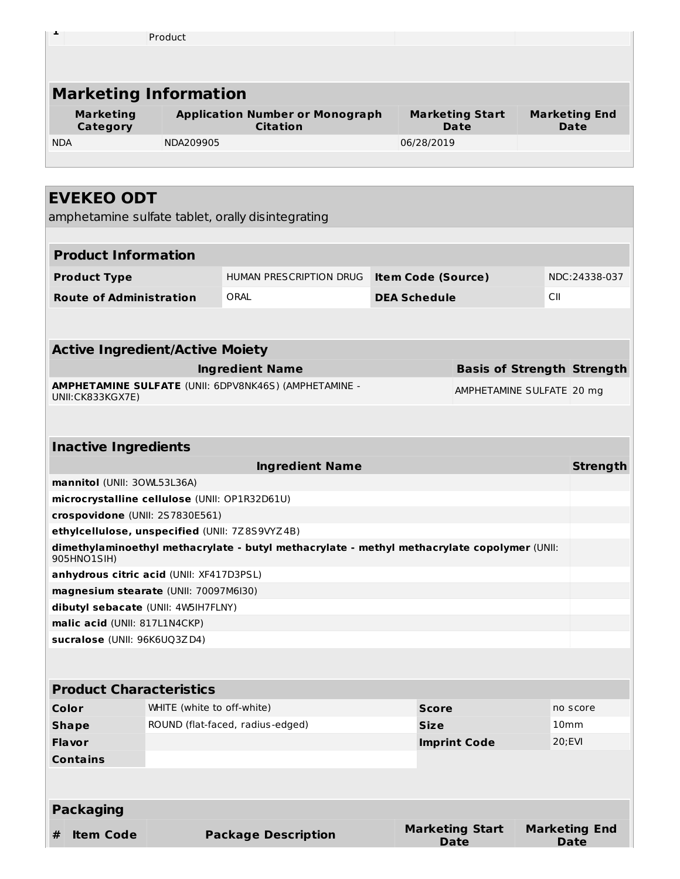| 1 | | Product | | |
|---|---|---|---|---|

## Marketing Information

| Marketing Category | Application Number or Monograph Citation | Marketing Start Date | Marketing End Date |
|---|---|---|---|
| NDA | NDA209905 | 06/28/2019 | |

# EVEKEO ODT

amphetamine sulfate tablet, orally disintegrating

## Product Information

| | | | |
|---|---|---|---|
| **Product Type** | HUMAN PRESCRIPTION DRUG | **Item Code (Source)** | NDC:24338-037 |
| **Route of Administration** | ORAL | **DEA Schedule** | CII |

## Active Ingredient/Active Moiety

| Ingredient Name | Basis of Strength | Strength |
|---|---|---|
| **AMPHETAMINE SULFATE** (UNII: 6DPV8NK46S) (AMPHETAMINE - UNII:CK833KGX7E) | AMPHETAMINE SULFATE | 20 mg |

## Inactive Ingredients

| Ingredient Name | Strength |
|---|---|
| **mannitol** (UNII: 3OWL53L36A) | |
| **microcrystalline cellulose** (UNII: OP1R32D61U) | |
| **crospovidone** (UNII: 2S7830E561) | |
| **ethylcellulose, unspecified** (UNII: 7Z8S9VYZ4B) | |
| **dimethylaminoethyl methacrylate - butyl methacrylate - methyl methacrylate copolymer** (UNII: 905HNO1SIH) | |
| **anhydrous citric acid** (UNII: XF417D3PSL) | |
| **magnesium stearate** (UNII: 70097M6I30) | |
| **dibutyl sebacate** (UNII: 4W5IH7FLNY) | |
| **malic acid** (UNII: 817L1N4CKP) | |
| **sucralose** (UNII: 96K6UQ3ZD4) | |

## Product Characteristics

| | | | |
|---|---|---|---|
| **Color** | WHITE (white to off-white) | **Score** | no score |
| **Shape** | ROUND (flat-faced, radius-edged) | **Size** | 10mm |
| **Flavor** | | **Imprint Code** | 20;EVI |
| **Contains** | | | |

## Packaging

| # | Item Code | Package Description | Marketing Start Date | Marketing End Date |
|---|---|---|---|---|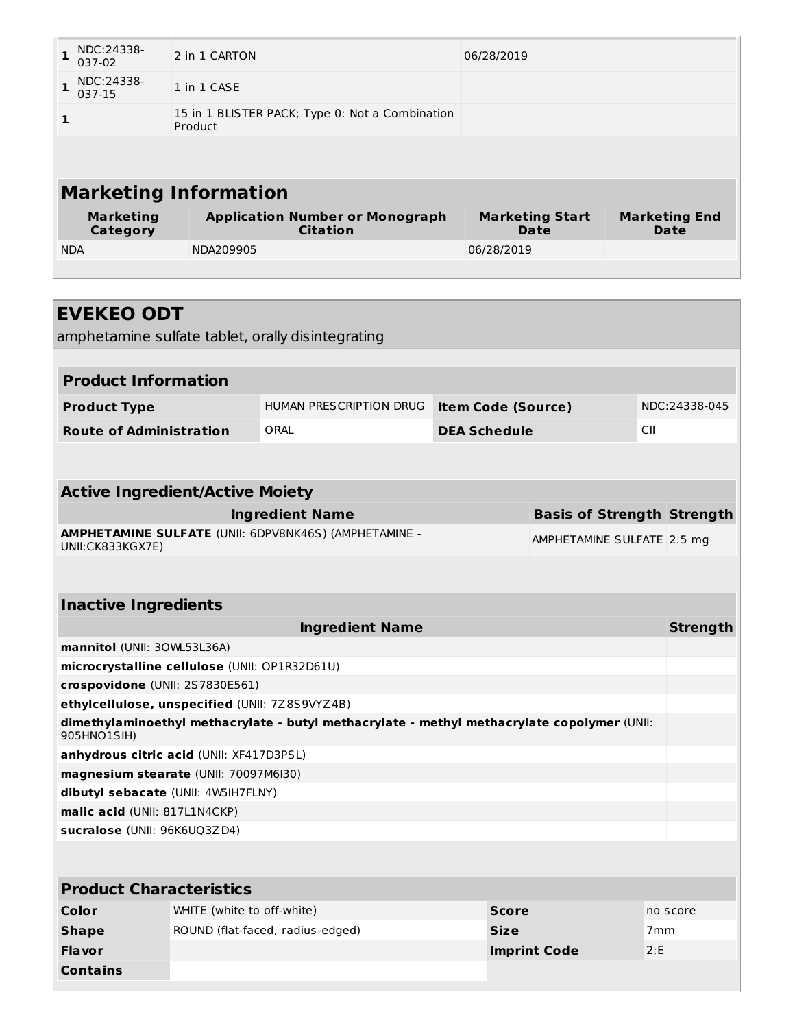| 1 | NDC:24338-037-02 | 2 in 1 CARTON | 06/28/2019 | |
|---|---|---|---|---|
| 1 | NDC:24338-037-15 | 1 in 1 CASE | | |
| 1 | | 15 in 1 BLISTER PACK; Type 0: Not a Combination Product | | |

## Marketing Information

| Marketing Category | Application Number or Monograph Citation | Marketing Start Date | Marketing End Date |
|---|---|---|---|
| NDA | NDA209905 | 06/28/2019 | |

## EVEKEO ODT

amphetamine sulfate tablet, orally disintegrating

### Product Information

| Product Type | HUMAN PRESCRIPTION DRUG | Item Code (Source) | NDC:24338-045 |
|---|---|---|---|
| Route of Administration | ORAL | DEA Schedule | CII |

### Active Ingredient/Active Moiety

| Ingredient Name | Basis of Strength | Strength |
|---|---|---|
| **AMPHETAMINE SULFATE** (UNII: 6DPV8NK46S) (AMPHETAMINE - UNII:CK833KGX7E) | AMPHETAMINE SULFATE | 2.5 mg |

### Inactive Ingredients

| Ingredient Name | Strength |
|---|---|
| **mannitol** (UNII: 3OWL53L36A) | |
| **microcrystalline cellulose** (UNII: OP1R32D61U) | |
| **crospovidone** (UNII: 2S7830E561) | |
| **ethylcellulose, unspecified** (UNII: 7Z8S9VYZ4B) | |
| **dimethylaminoethyl methacrylate - butyl methacrylate - methyl methacrylate copolymer** (UNII: 905HNO1SIH) | |
| **anhydrous citric acid** (UNII: XF417D3PSL) | |
| **magnesium stearate** (UNII: 70097M6I30) | |
| **dibutyl sebacate** (UNII: 4W5IH7FLNY) | |
| **malic acid** (UNII: 817L1N4CKP) | |
| **sucralose** (UNII: 96K6UQ3ZD4) | |

### Product Characteristics

| Color | WHITE (white to off-white) | Score | no score |
|---|---|---|---|
| Shape | ROUND (flat-faced, radius-edged) | Size | 7mm |
| Flavor | | Imprint Code | 2;E |
| Contains | | | |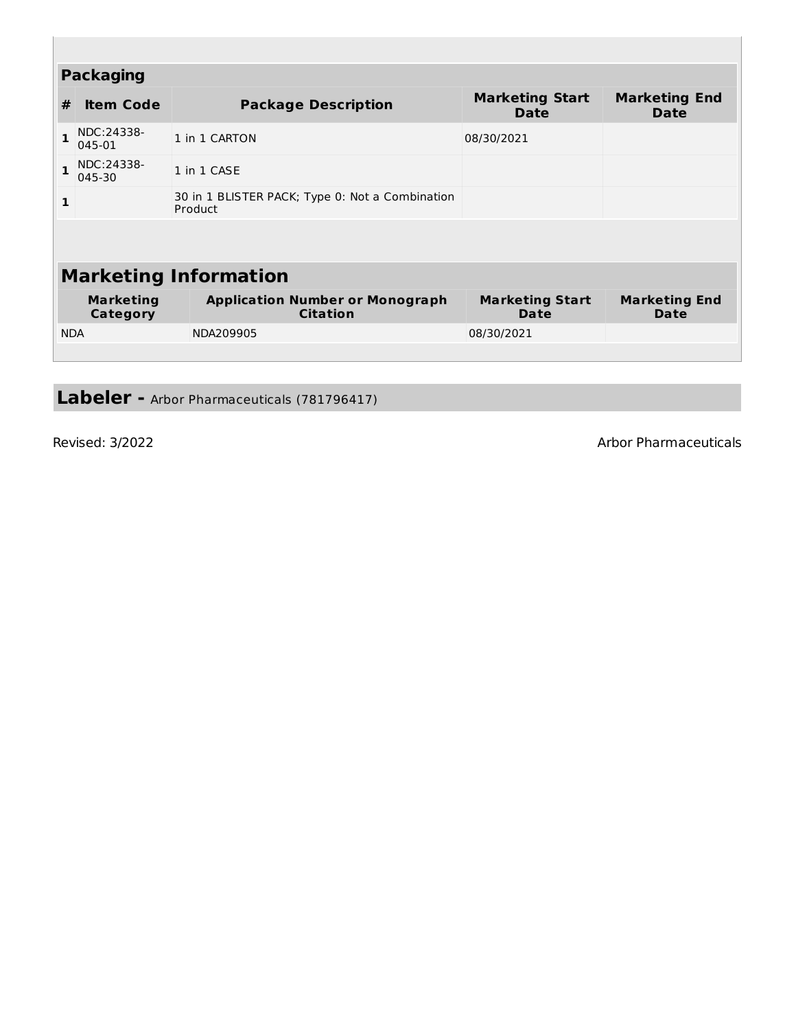## Packaging

| # | Item Code | Package Description | Marketing Start Date | Marketing End Date |
|---|---|---|---|---|
| 1 | NDC:24338-045-01 | 1 in 1 CARTON | 08/30/2021 | |
| 1 | NDC:24338-045-30 | 1 in 1 CASE | | |
| 1 | | 30 in 1 BLISTER PACK; Type 0: Not a Combination Product | | |

## Marketing Information

| Marketing Category | Application Number or Monograph Citation | Marketing Start Date | Marketing End Date |
|---|---|---|---|
| NDA | NDA209905 | 08/30/2021 | |

## Labeler - Arbor Pharmaceuticals (781796417)

Revised: 3/2022

Arbor Pharmaceuticals